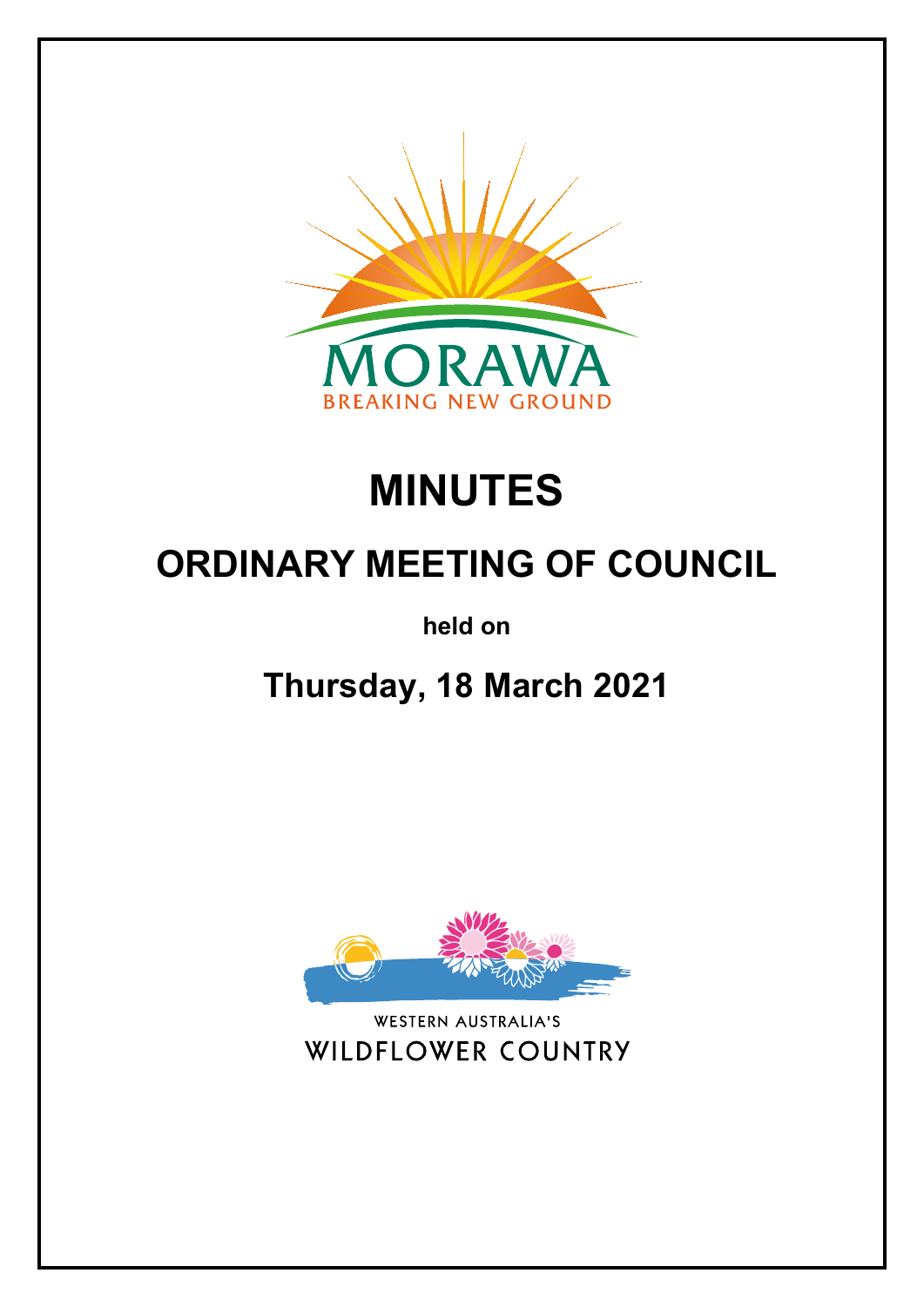# MINUTES

## ORDINARY MEETING OF COUNCIL

**held on**

## Thursday, 18 March 2021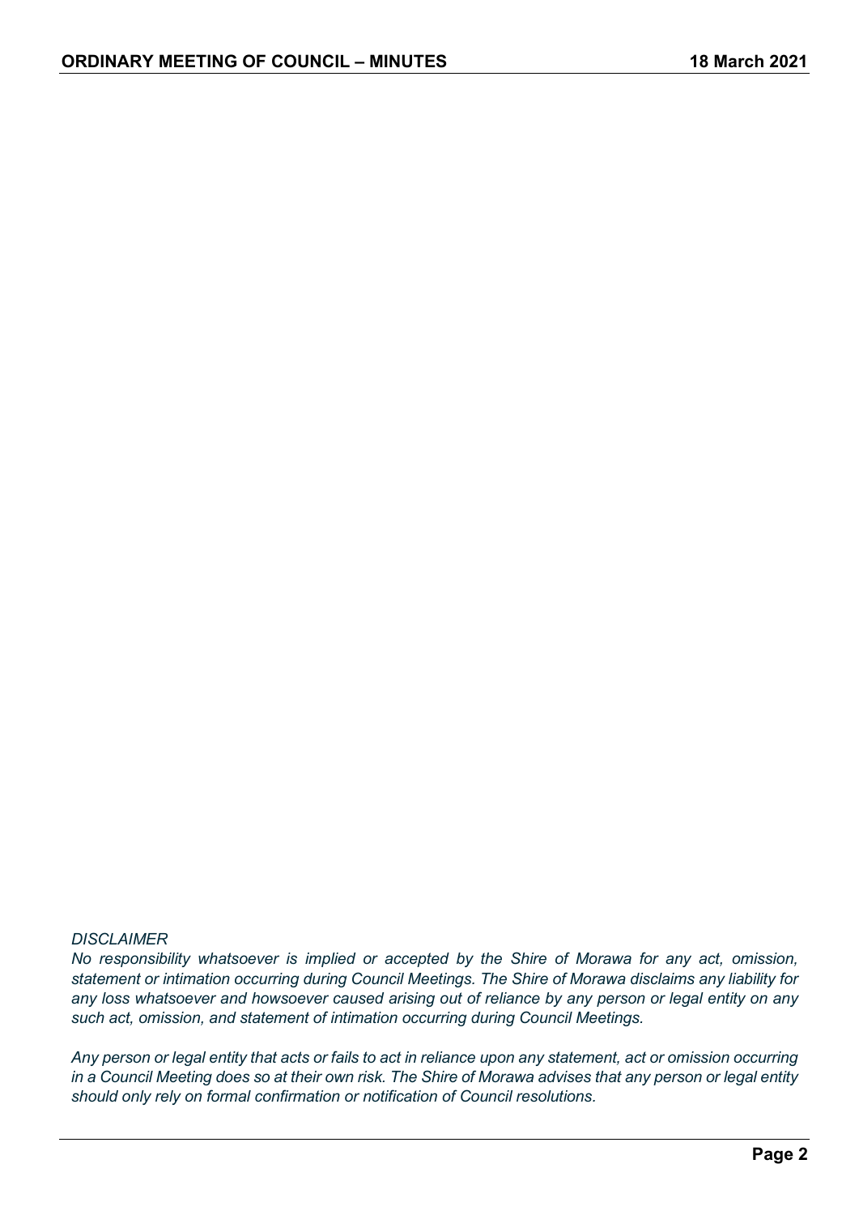*DISCLAIMER*

*No responsibility whatsoever is implied or accepted by the Shire of Morawa for any act, omission, statement or intimation occurring during Council Meetings. The Shire of Morawa disclaims any liability for any loss whatsoever and howsoever caused arising out of reliance by any person or legal entity on any such act, omission, and statement of intimation occurring during Council Meetings.*

*Any person or legal entity that acts or fails to act in reliance upon any statement, act or omission occurring in a Council Meeting does so at their own risk. The Shire of Morawa advises that any person or legal entity should only rely on formal confirmation or notification of Council resolutions.*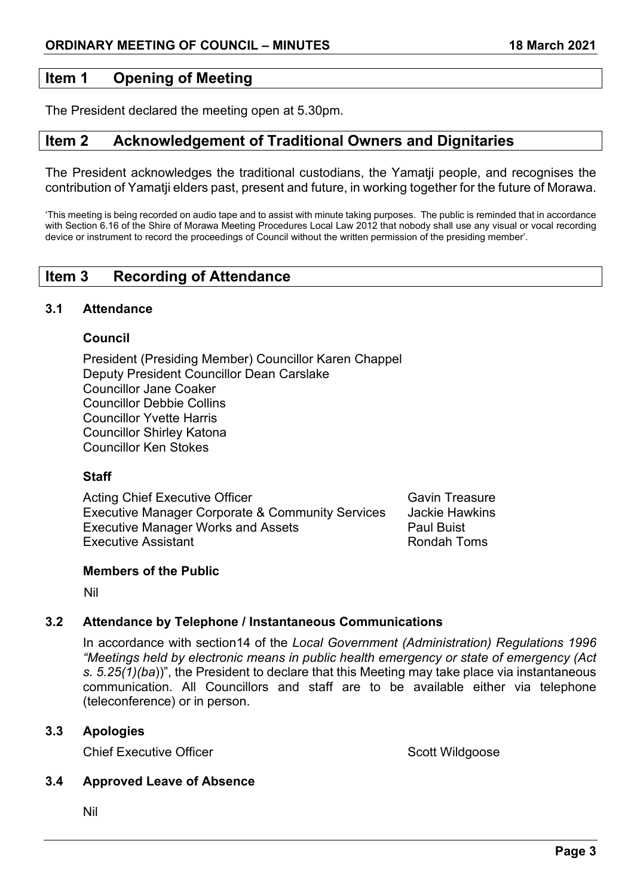## Item 1 Opening of Meeting

The President declared the meeting open at 5.30pm.

## Item 2 Acknowledgement of Traditional Owners and Dignitaries

The President acknowledges the traditional custodians, the Yamatji people, and recognises the contribution of Yamatji elders past, present and future, in working together for the future of Morawa.

'This meeting is being recorded on audio tape and to assist with minute taking purposes. The public is reminded that in accordance with Section 6.16 of the Shire of Morawa Meeting Procedures Local Law 2012 that nobody shall use any visual or vocal recording device or instrument to record the proceedings of Council without the written permission of the presiding member'.

## Item 3 Recording of Attendance

### 3.1 Attendance

**Council**

President (Presiding Member) Councillor Karen Chappel
Deputy President Councillor Dean Carslake
Councillor Jane Coaker
Councillor Debbie Collins
Councillor Yvette Harris
Councillor Shirley Katona
Councillor Ken Stokes

**Staff**

| | |
|---|---|
| Acting Chief Executive Officer | Gavin Treasure |
| Executive Manager Corporate & Community Services | Jackie Hawkins |
| Executive Manager Works and Assets | Paul Buist |
| Executive Assistant | Rondah Toms |

**Members of the Public**

Nil

### 3.2 Attendance by Telephone / Instantaneous Communications

In accordance with section14 of the *Local Government (Administration) Regulations 1996* *"Meetings held by electronic means in public health emergency or state of emergency (Act s. 5.25(1)(ba*))", the President to declare that this Meeting may take place via instantaneous communication. All Councillors and staff are to be available either via telephone (teleconference) or in person.

### 3.3 Apologies

Chief Executive Officer Scott Wildgoose

### 3.4 Approved Leave of Absence

Nil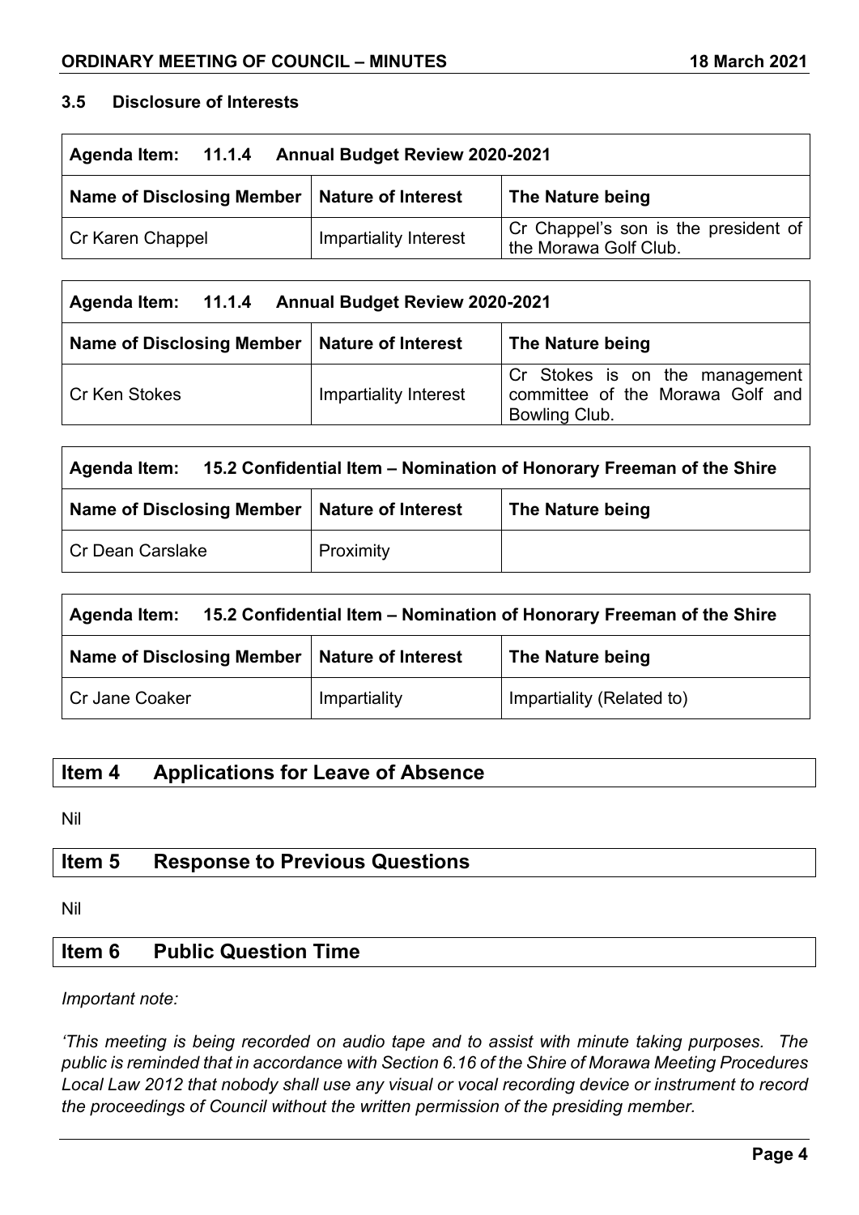### 3.5 Disclosure of Interests

| Agenda Item: 11.1.4 Annual Budget Review 2020-2021 | | |
|---|---|---|
| **Name of Disclosing Member** | **Nature of Interest** | **The Nature being** |
| Cr Karen Chappel | Impartiality Interest | Cr Chappel's son is the president of the Morawa Golf Club. |

| Agenda Item: 11.1.4 Annual Budget Review 2020-2021 | | |
|---|---|---|
| **Name of Disclosing Member** | **Nature of Interest** | **The Nature being** |
| Cr Ken Stokes | Impartiality Interest | Cr Stokes is on the management committee of the Morawa Golf and Bowling Club. |

| Agenda Item: 15.2 Confidential Item – Nomination of Honorary Freeman of the Shire | | |
|---|---|---|
| **Name of Disclosing Member** | **Nature of Interest** | **The Nature being** |
| Cr Dean Carslake | Proximity | |

| Agenda Item: 15.2 Confidential Item – Nomination of Honorary Freeman of the Shire | | |
|---|---|---|
| **Name of Disclosing Member** | **Nature of Interest** | **The Nature being** |
| Cr Jane Coaker | Impartiality | Impartiality (Related to) |

## Item 4 Applications for Leave of Absence

Nil

## Item 5 Response to Previous Questions

Nil

## Item 6 Public Question Time

*Important note:*

*'This meeting is being recorded on audio tape and to assist with minute taking purposes. The public is reminded that in accordance with Section 6.16 of the Shire of Morawa Meeting Procedures Local Law 2012 that nobody shall use any visual or vocal recording device or instrument to record the proceedings of Council without the written permission of the presiding member.*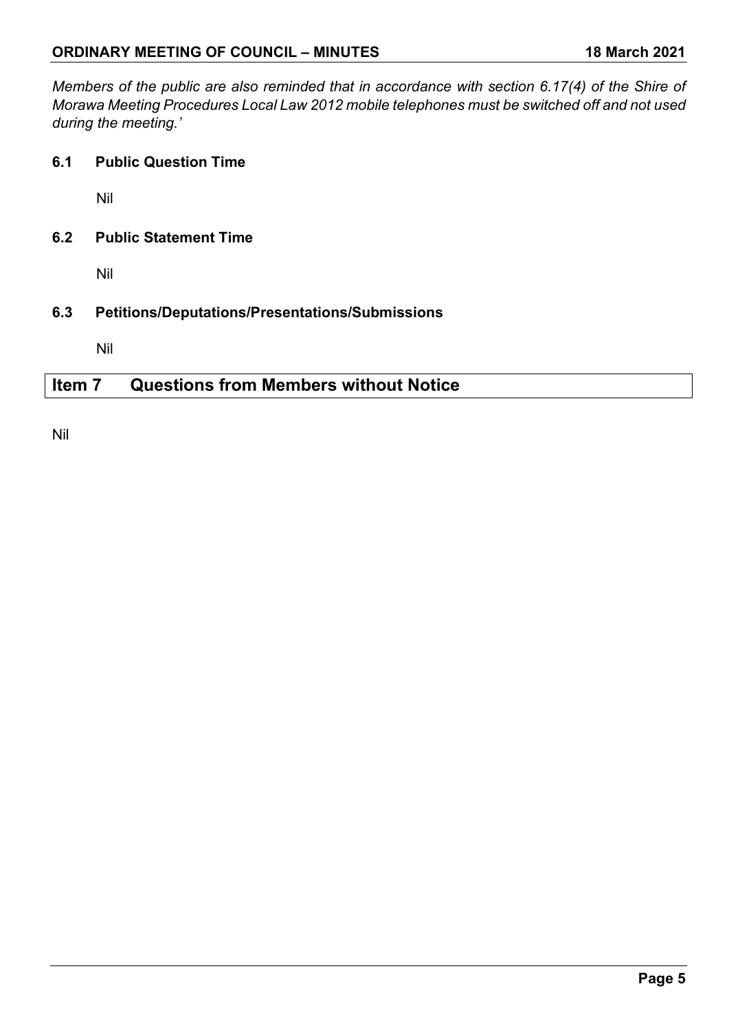*Members of the public are also reminded that in accordance with section 6.17(4) of the Shire of Morawa Meeting Procedures Local Law 2012 mobile telephones must be switched off and not used during the meeting.'*

### 6.1 Public Question Time

Nil

### 6.2 Public Statement Time

Nil

### 6.3 Petitions/Deputations/Presentations/Submissions

Nil

## Item 7 Questions from Members without Notice

Nil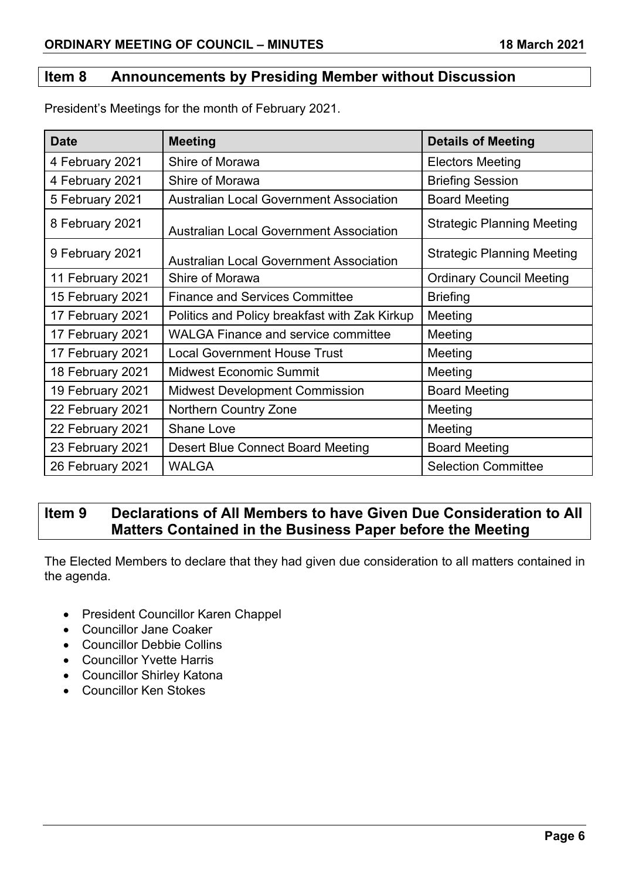## Item 8 Announcements by Presiding Member without Discussion

President's Meetings for the month of February 2021.

| Date | Meeting | Details of Meeting |
|---|---|---|
| 4 February 2021 | Shire of Morawa | Electors Meeting |
| 4 February 2021 | Shire of Morawa | Briefing Session |
| 5 February 2021 | Australian Local Government Association | Board Meeting |
| 8 February 2021 | Australian Local Government Association | Strategic Planning Meeting |
| 9 February 2021 | Australian Local Government Association | Strategic Planning Meeting |
| 11 February 2021 | Shire of Morawa | Ordinary Council Meeting |
| 15 February 2021 | Finance and Services Committee | Briefing |
| 17 February 2021 | Politics and Policy breakfast with Zak Kirkup | Meeting |
| 17 February 2021 | WALGA Finance and service committee | Meeting |
| 17 February 2021 | Local Government House Trust | Meeting |
| 18 February 2021 | Midwest Economic Summit | Meeting |
| 19 February 2021 | Midwest Development Commission | Board Meeting |
| 22 February 2021 | Northern Country Zone | Meeting |
| 22 February 2021 | Shane Love | Meeting |
| 23 February 2021 | Desert Blue Connect Board Meeting | Board Meeting |
| 26 February 2021 | WALGA | Selection Committee |

## Item 9 Declarations of All Members to have Given Due Consideration to All Matters Contained in the Business Paper before the Meeting

The Elected Members to declare that they had given due consideration to all matters contained in the agenda.

- President Councillor Karen Chappel
- Councillor Jane Coaker
- Councillor Debbie Collins
- Councillor Yvette Harris
- Councillor Shirley Katona
- Councillor Ken Stokes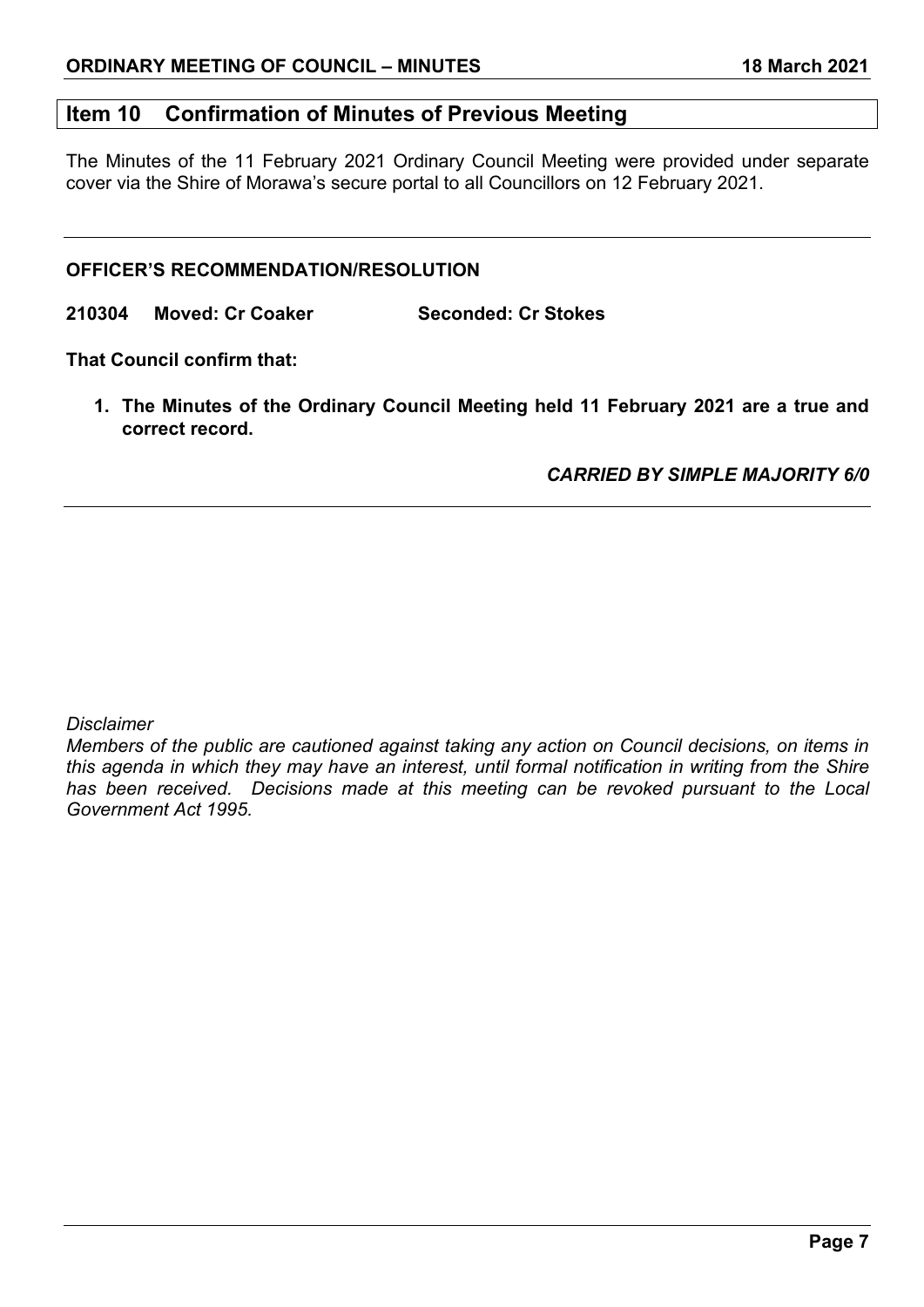## Item 10 Confirmation of Minutes of Previous Meeting

The Minutes of the 11 February 2021 Ordinary Council Meeting were provided under separate cover via the Shire of Morawa's secure portal to all Councillors on 12 February 2021.

---

**OFFICER'S RECOMMENDATION/RESOLUTION**

**210304 Moved: Cr Coaker Seconded: Cr Stokes**

**That Council confirm that:**

1. **The Minutes of the Ordinary Council Meeting held 11 February 2021 are a true and correct record.**

***CARRIED BY SIMPLE MAJORITY 6/0***

---

*Disclaimer*

*Members of the public are cautioned against taking any action on Council decisions, on items in this agenda in which they may have an interest, until formal notification in writing from the Shire has been received. Decisions made at this meeting can be revoked pursuant to the Local Government Act 1995.*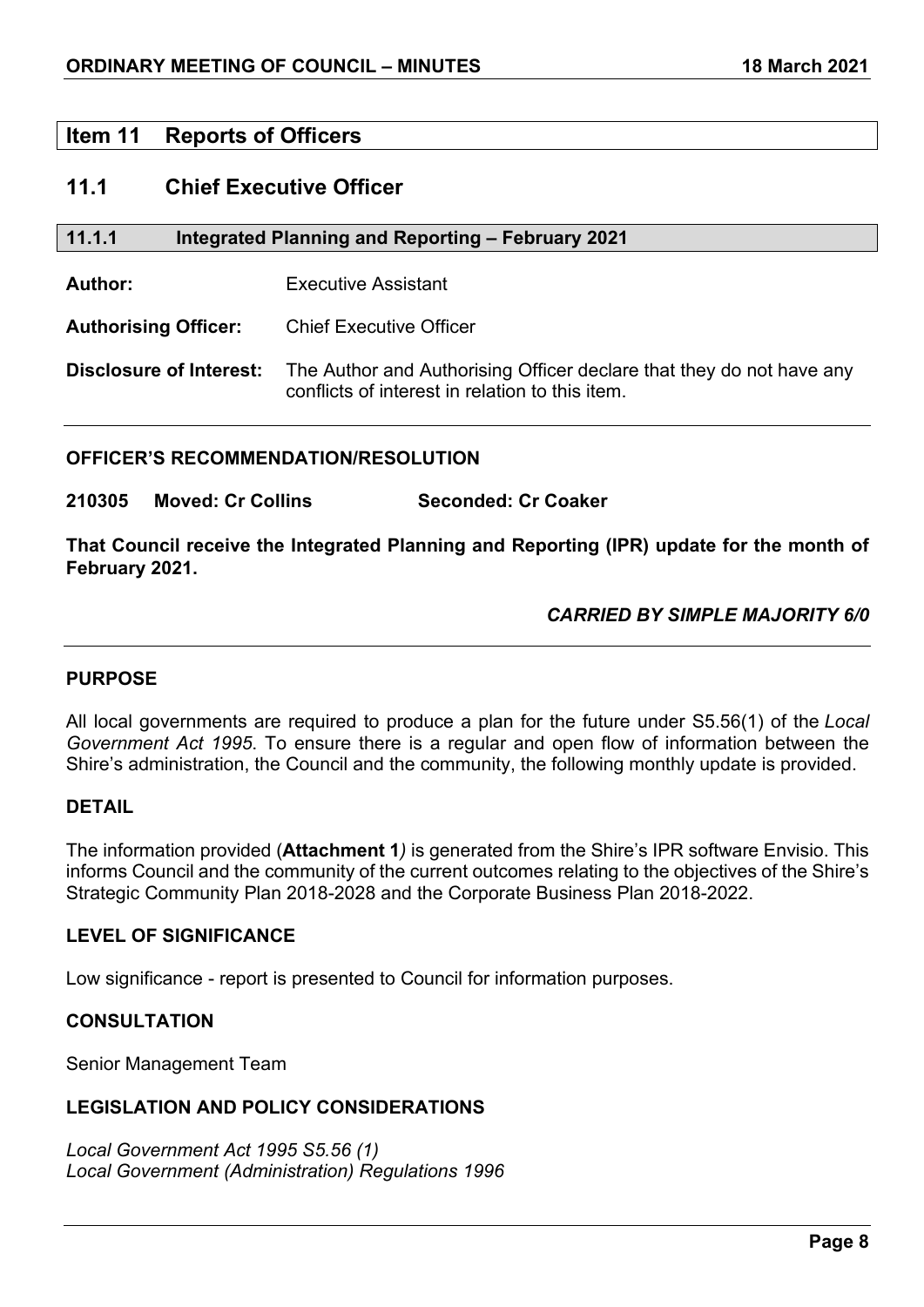## Item 11 Reports of Officers

## 11.1 Chief Executive Officer

### 11.1.1 Integrated Planning and Reporting – February 2021

**Author:** Executive Assistant

**Authorising Officer:** Chief Executive Officer

**Disclosure of Interest:** The Author and Authorising Officer declare that they do not have any conflicts of interest in relation to this item.

**OFFICER'S RECOMMENDATION/RESOLUTION**

**210305 Moved: Cr Collins Seconded: Cr Coaker**

**That Council receive the Integrated Planning and Reporting (IPR) update for the month of February 2021.**

***CARRIED BY SIMPLE MAJORITY 6/0***

**PURPOSE**

All local governments are required to produce a plan for the future under S5.56(1) of the *Local Government Act 1995*. To ensure there is a regular and open flow of information between the Shire's administration, the Council and the community, the following monthly update is provided.

**DETAIL**

The information provided (**Attachment 1***)* is generated from the Shire's IPR software Envisio. This informs Council and the community of the current outcomes relating to the objectives of the Shire's Strategic Community Plan 2018-2028 and the Corporate Business Plan 2018-2022.

**LEVEL OF SIGNIFICANCE**

Low significance - report is presented to Council for information purposes.

**CONSULTATION**

Senior Management Team

**LEGISLATION AND POLICY CONSIDERATIONS**

*Local Government Act 1995 S5.56 (1)*
*Local Government (Administration) Regulations 1996*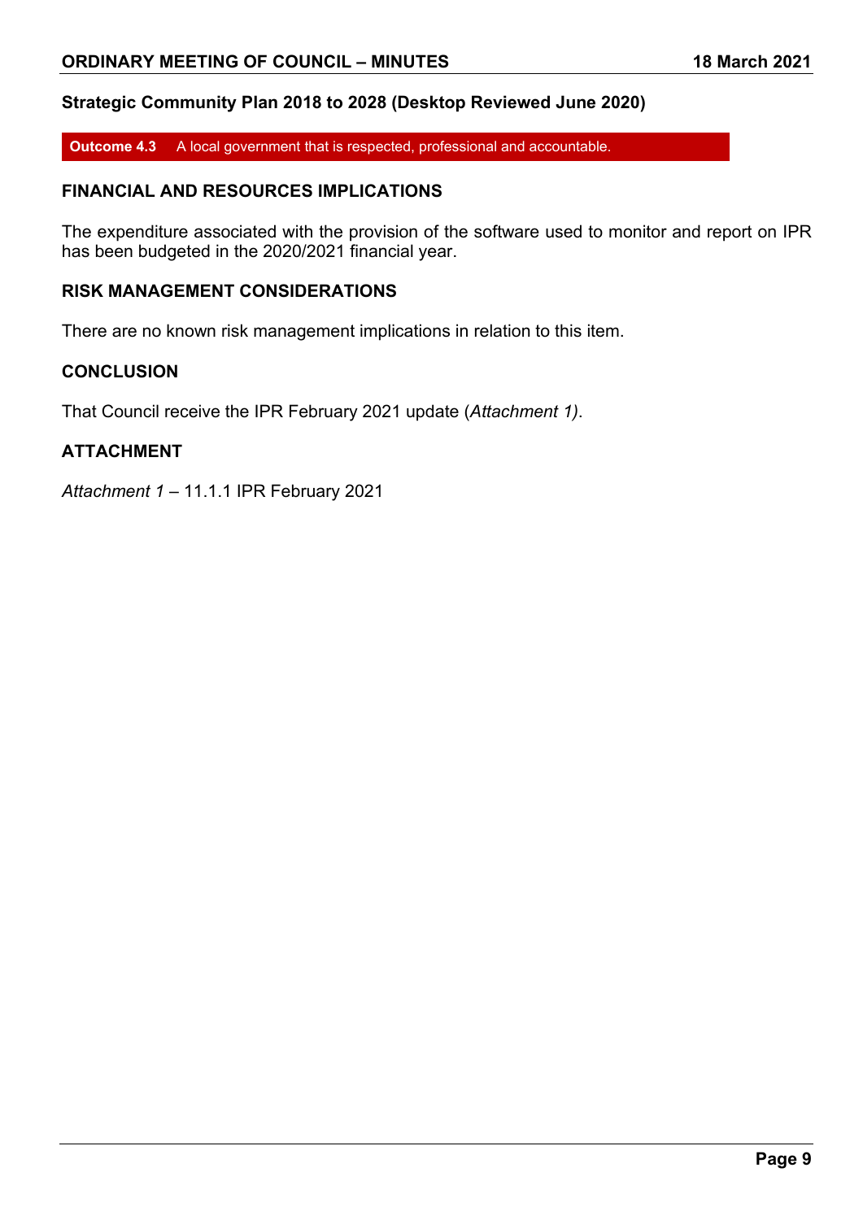**Strategic Community Plan 2018 to 2028 (Desktop Reviewed June 2020)**

**Outcome 4.3** A local government that is respected, professional and accountable.

## FINANCIAL AND RESOURCES IMPLICATIONS

The expenditure associated with the provision of the software used to monitor and report on IPR has been budgeted in the 2020/2021 financial year.

## RISK MANAGEMENT CONSIDERATIONS

There are no known risk management implications in relation to this item.

## CONCLUSION

That Council receive the IPR February 2021 update (*Attachment 1)*.

## ATTACHMENT

*Attachment 1* – 11.1.1 IPR February 2021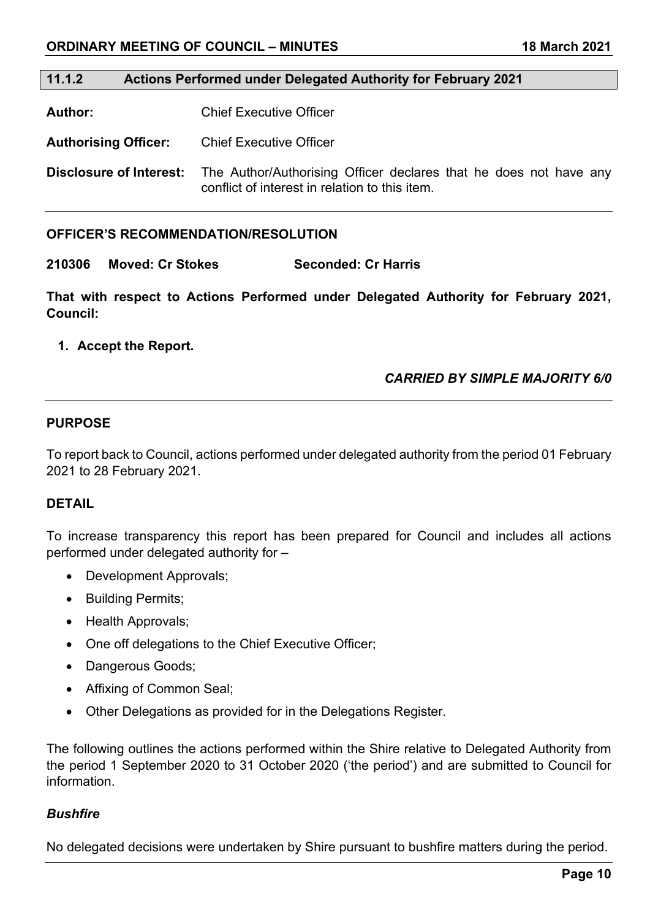## 11.1.2 Actions Performed under Delegated Authority for February 2021

**Author:** Chief Executive Officer

**Authorising Officer:** Chief Executive Officer

**Disclosure of Interest:** The Author/Authorising Officer declares that he does not have any conflict of interest in relation to this item.

---

**OFFICER'S RECOMMENDATION/RESOLUTION**

**210306 Moved: Cr Stokes Seconded: Cr Harris**

**That with respect to Actions Performed under Delegated Authority for February 2021, Council:**

**1. Accept the Report.**

***CARRIED BY SIMPLE MAJORITY 6/0***

---

**PURPOSE**

To report back to Council, actions performed under delegated authority from the period 01 February 2021 to 28 February 2021.

**DETAIL**

To increase transparency this report has been prepared for Council and includes all actions performed under delegated authority for –

- Development Approvals;
- Building Permits;
- Health Approvals;
- One off delegations to the Chief Executive Officer;
- Dangerous Goods;
- Affixing of Common Seal;
- Other Delegations as provided for in the Delegations Register.

The following outlines the actions performed within the Shire relative to Delegated Authority from the period 1 September 2020 to 31 October 2020 ('the period') and are submitted to Council for information.

***Bushfire***

No delegated decisions were undertaken by Shire pursuant to bushfire matters during the period.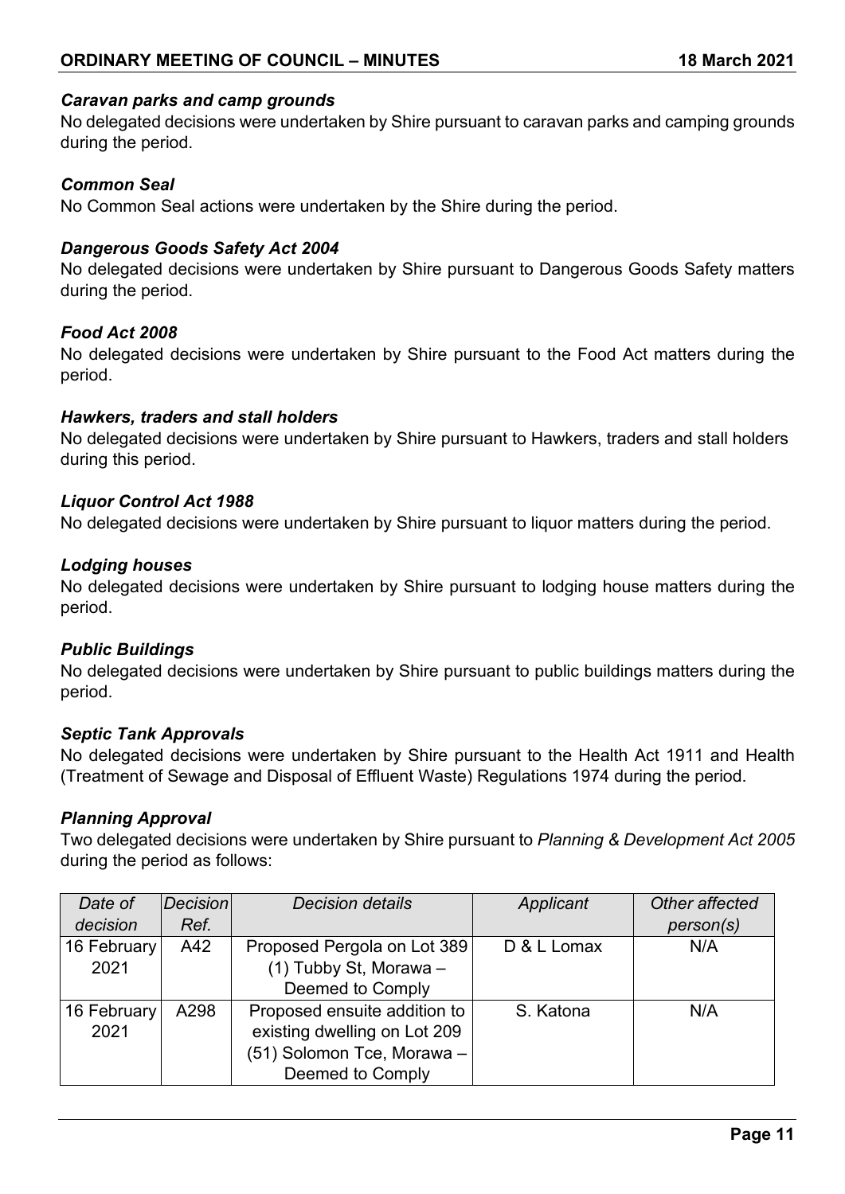### *Caravan parks and camp grounds*

No delegated decisions were undertaken by Shire pursuant to caravan parks and camping grounds during the period.

### *Common Seal*

No Common Seal actions were undertaken by the Shire during the period.

### *Dangerous Goods Safety Act 2004*

No delegated decisions were undertaken by Shire pursuant to Dangerous Goods Safety matters during the period.

### *Food Act 2008*

No delegated decisions were undertaken by Shire pursuant to the Food Act matters during the period.

### *Hawkers, traders and stall holders*

No delegated decisions were undertaken by Shire pursuant to Hawkers, traders and stall holders during this period.

### *Liquor Control Act 1988*

No delegated decisions were undertaken by Shire pursuant to liquor matters during the period.

### *Lodging houses*

No delegated decisions were undertaken by Shire pursuant to lodging house matters during the period.

### *Public Buildings*

No delegated decisions were undertaken by Shire pursuant to public buildings matters during the period.

### *Septic Tank Approvals*

No delegated decisions were undertaken by Shire pursuant to the Health Act 1911 and Health (Treatment of Sewage and Disposal of Effluent Waste) Regulations 1974 during the period.

### *Planning Approval*

Two delegated decisions were undertaken by Shire pursuant to *Planning & Development Act 2005* during the period as follows:

| *Date of decision* | *Decision Ref.* | *Decision details* | *Applicant* | *Other affected person(s)* |
|---|---|---|---|---|
| 16 February 2021 | A42 | Proposed Pergola on Lot 389 (1) Tubby St, Morawa – Deemed to Comply | D & L Lomax | N/A |
| 16 February 2021 | A298 | Proposed ensuite addition to existing dwelling on Lot 209 (51) Solomon Tce, Morawa – Deemed to Comply | S. Katona | N/A |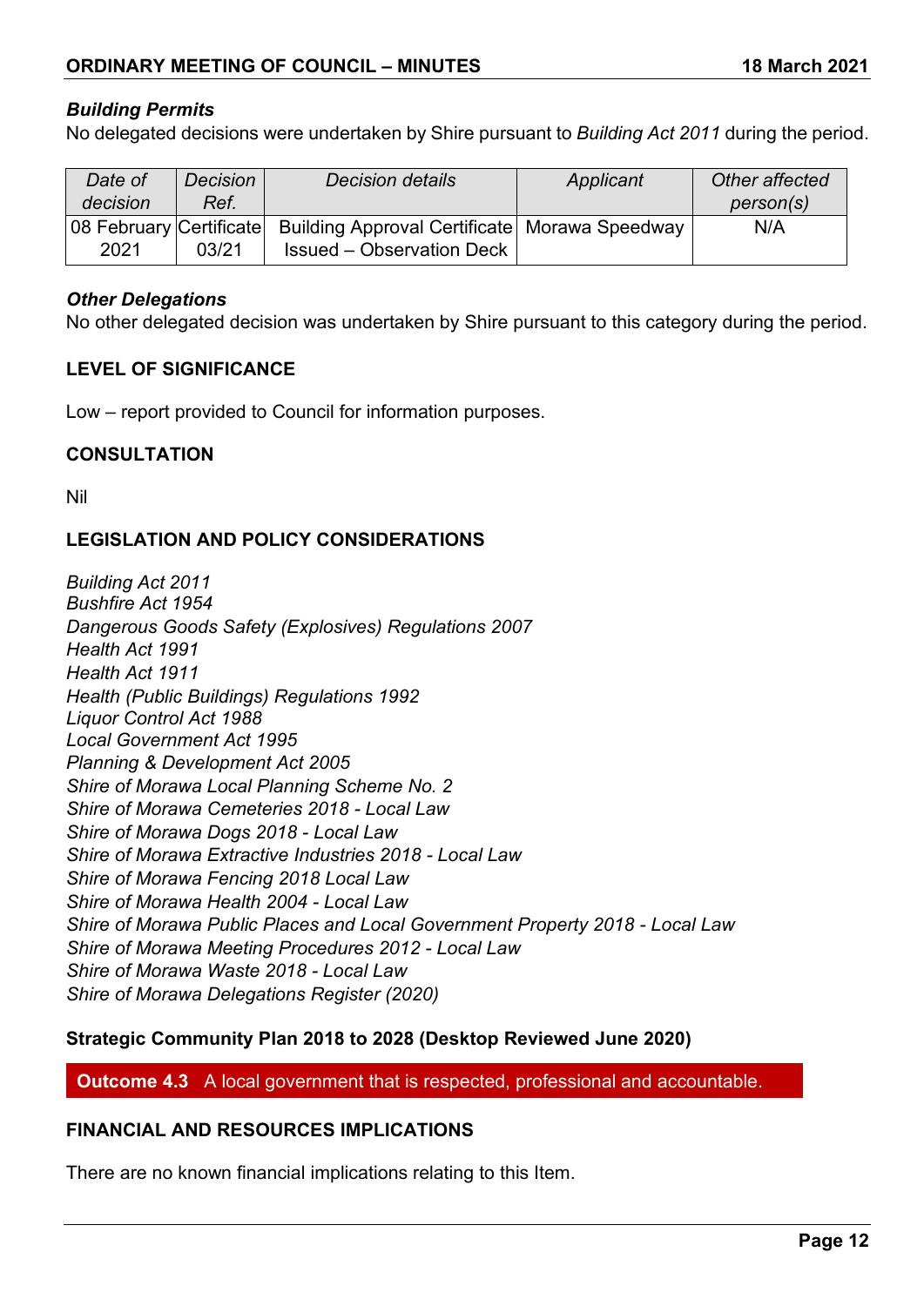### *Building Permits*

No delegated decisions were undertaken by Shire pursuant to *Building Act 2011* during the period.

| *Date of decision* | *Decision Ref.* | *Decision details* | *Applicant* | *Other affected person(s)* |
|---|---|---|---|---|
| 08 February 2021 | Certificate 03/21 | Building Approval Certificate Issued – Observation Deck | Morawa Speedway | N/A |

### *Other Delegations*

No other delegated decision was undertaken by Shire pursuant to this category during the period.

## LEVEL OF SIGNIFICANCE

Low – report provided to Council for information purposes.

## CONSULTATION

Nil

## LEGISLATION AND POLICY CONSIDERATIONS

*Building Act 2011*
*Bushfire Act 1954*
*Dangerous Goods Safety (Explosives) Regulations 2007*
*Health Act 1991*
*Health Act 1911*
*Health (Public Buildings) Regulations 1992*
*Liquor Control Act 1988*
*Local Government Act 1995*
*Planning & Development Act 2005*
*Shire of Morawa Local Planning Scheme No. 2*
*Shire of Morawa Cemeteries 2018 - Local Law*
*Shire of Morawa Dogs 2018 - Local Law*
*Shire of Morawa Extractive Industries 2018 - Local Law*
*Shire of Morawa Fencing 2018 Local Law*
*Shire of Morawa Health 2004 - Local Law*
*Shire of Morawa Public Places and Local Government Property 2018 - Local Law*
*Shire of Morawa Meeting Procedures 2012 - Local Law*
*Shire of Morawa Waste 2018 - Local Law*
*Shire of Morawa Delegations Register (2020)*

**Strategic Community Plan 2018 to 2028 (Desktop Reviewed June 2020)**

**Outcome 4.3** A local government that is respected, professional and accountable.

## FINANCIAL AND RESOURCES IMPLICATIONS

There are no known financial implications relating to this Item.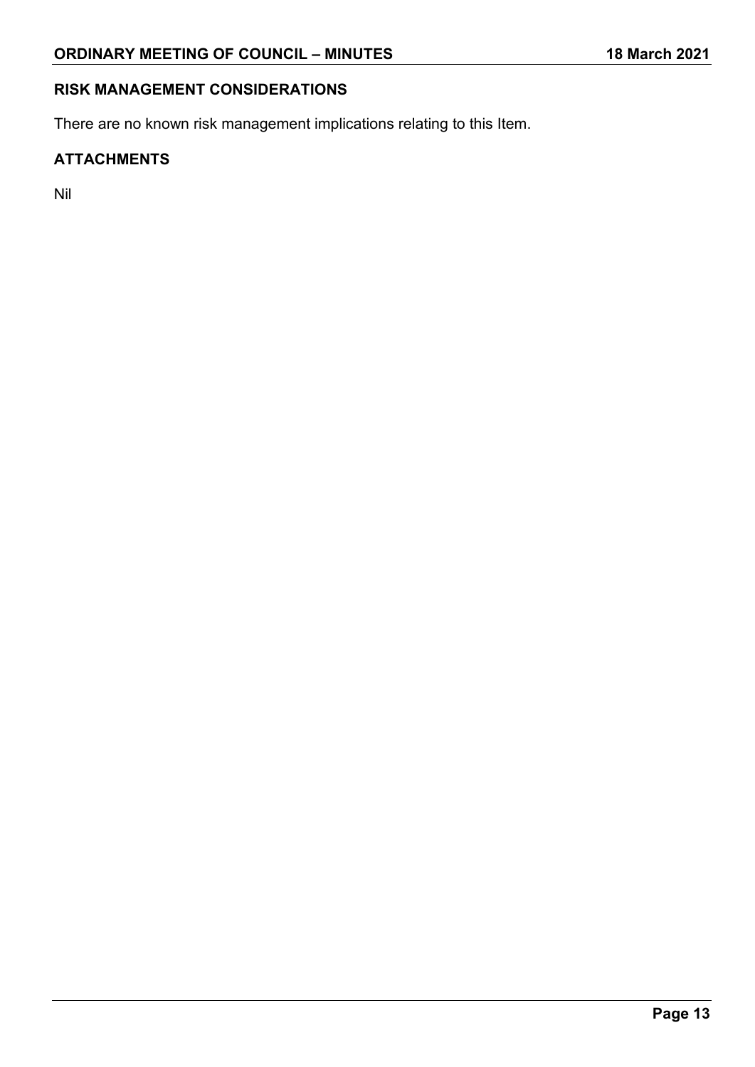## RISK MANAGEMENT CONSIDERATIONS

There are no known risk management implications relating to this Item.

## ATTACHMENTS

Nil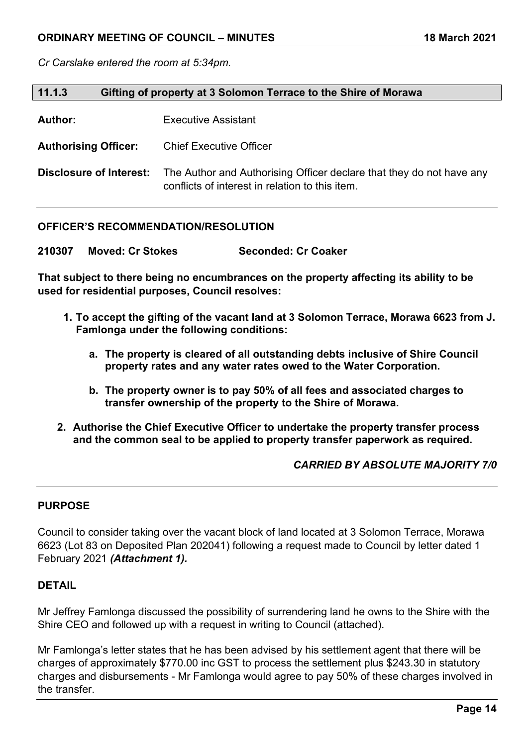*Cr Carslake entered the room at 5:34pm.*

## 11.1.3 Gifting of property at 3 Solomon Terrace to the Shire of Morawa

**Author:** Executive Assistant

**Authorising Officer:** Chief Executive Officer

**Disclosure of Interest:** The Author and Authorising Officer declare that they do not have any conflicts of interest in relation to this item.

### OFFICER'S RECOMMENDATION/RESOLUTION

**210307 Moved: Cr Stokes Seconded: Cr Coaker**

**That subject to there being no encumbrances on the property affecting its ability to be used for residential purposes, Council resolves:**

1. **To accept the gifting of the vacant land at 3 Solomon Terrace, Morawa 6623 from J. Famlonga under the following conditions:**

   a. **The property is cleared of all outstanding debts inclusive of Shire Council property rates and any water rates owed to the Water Corporation.**

   b. **The property owner is to pay 50% of all fees and associated charges to transfer ownership of the property to the Shire of Morawa.**

2. **Authorise the Chief Executive Officer to undertake the property transfer process and the common seal to be applied to property transfer paperwork as required.**

***CARRIED BY ABSOLUTE MAJORITY 7/0***

### PURPOSE

Council to consider taking over the vacant block of land located at 3 Solomon Terrace, Morawa 6623 (Lot 83 on Deposited Plan 202041) following a request made to Council by letter dated 1 February 2021 ***(Attachment 1).***

### DETAIL

Mr Jeffrey Famlonga discussed the possibility of surrendering land he owns to the Shire with the Shire CEO and followed up with a request in writing to Council (attached).

Mr Famlonga's letter states that he has been advised by his settlement agent that there will be charges of approximately $770.00 inc GST to process the settlement plus $243.30 in statutory charges and disbursements - Mr Famlonga would agree to pay 50% of these charges involved in the transfer.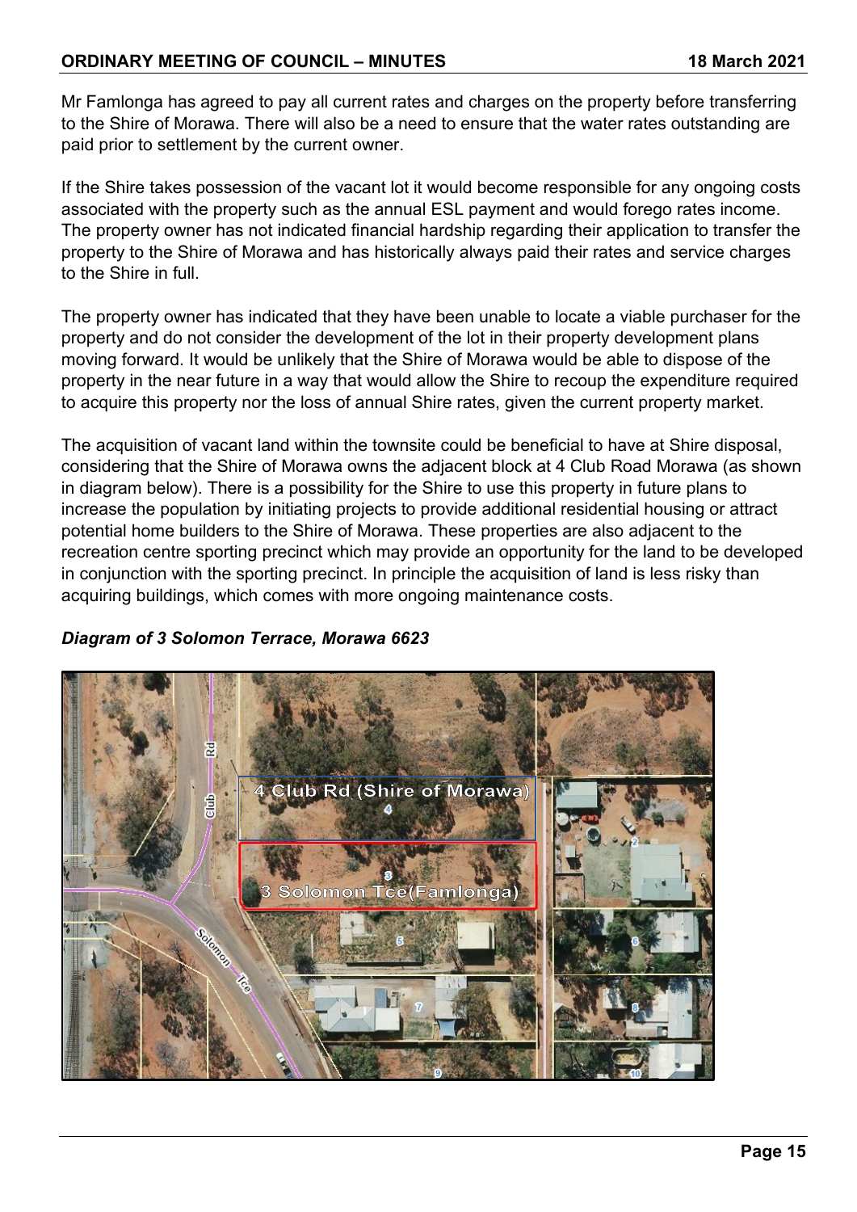Mr Famlonga has agreed to pay all current rates and charges on the property before transferring to the Shire of Morawa. There will also be a need to ensure that the water rates outstanding are paid prior to settlement by the current owner.

If the Shire takes possession of the vacant lot it would become responsible for any ongoing costs associated with the property such as the annual ESL payment and would forego rates income. The property owner has not indicated financial hardship regarding their application to transfer the property to the Shire of Morawa and has historically always paid their rates and service charges to the Shire in full.

The property owner has indicated that they have been unable to locate a viable purchaser for the property and do not consider the development of the lot in their property development plans moving forward. It would be unlikely that the Shire of Morawa would be able to dispose of the property in the near future in a way that would allow the Shire to recoup the expenditure required to acquire this property nor the loss of annual Shire rates, given the current property market.

The acquisition of vacant land within the townsite could be beneficial to have at Shire disposal, considering that the Shire of Morawa owns the adjacent block at 4 Club Road Morawa (as shown in diagram below). There is a possibility for the Shire to use this property in future plans to increase the population by initiating projects to provide additional residential housing or attract potential home builders to the Shire of Morawa. These properties are also adjacent to the recreation centre sporting precinct which may provide an opportunity for the land to be developed in conjunction with the sporting precinct. In principle the acquisition of land is less risky than acquiring buildings, which comes with more ongoing maintenance costs.

***Diagram of 3 Solomon Terrace, Morawa 6623***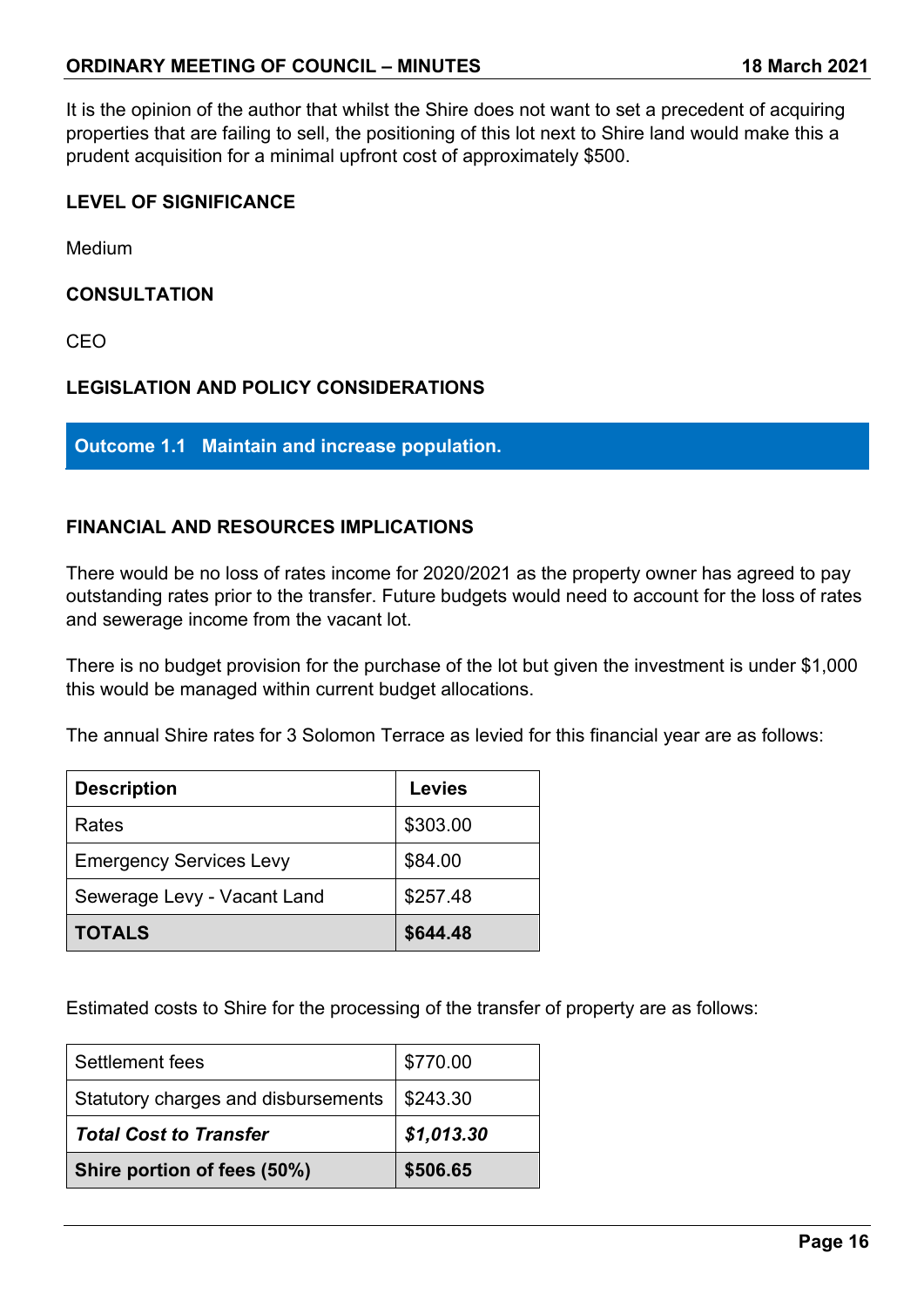It is the opinion of the author that whilst the Shire does not want to set a precedent of acquiring properties that are failing to sell, the positioning of this lot next to Shire land would make this a prudent acquisition for a minimal upfront cost of approximately $500.

**LEVEL OF SIGNIFICANCE**

Medium

**CONSULTATION**

CEO

**LEGISLATION AND POLICY CONSIDERATIONS**

**Outcome 1.1 Maintain and increase population.**

**FINANCIAL AND RESOURCES IMPLICATIONS**

There would be no loss of rates income for 2020/2021 as the property owner has agreed to pay outstanding rates prior to the transfer. Future budgets would need to account for the loss of rates and sewerage income from the vacant lot.

There is no budget provision for the purchase of the lot but given the investment is under $1,000 this would be managed within current budget allocations.

The annual Shire rates for 3 Solomon Terrace as levied for this financial year are as follows:

| Description | Levies |
|---|---|
| Rates | $303.00 |
| Emergency Services Levy | $84.00 |
| Sewerage Levy - Vacant Land | $257.48 |
| **TOTALS** | **$644.48** |

Estimated costs to Shire for the processing of the transfer of property are as follows:

| | |
|---|---|
| Settlement fees | $770.00 |
| Statutory charges and disbursements | $243.30 |
| ***Total Cost to Transfer*** | ***$1,013.30*** |
| **Shire portion of fees (50%)** | **$506.65** |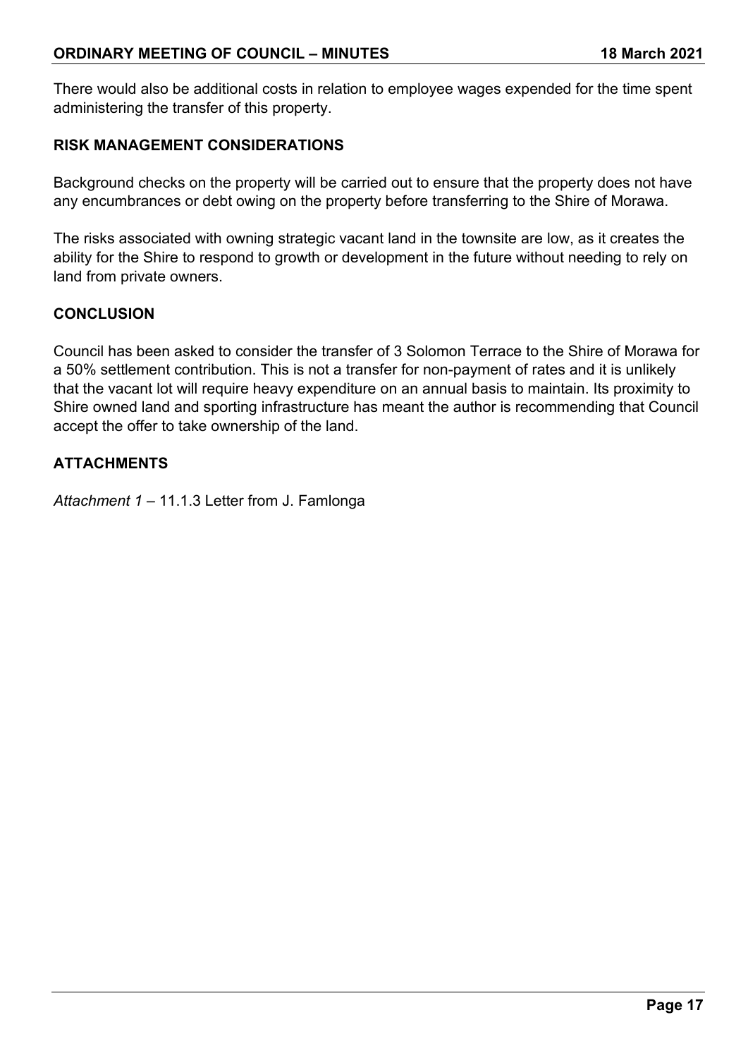There would also be additional costs in relation to employee wages expended for the time spent administering the transfer of this property.

## RISK MANAGEMENT CONSIDERATIONS

Background checks on the property will be carried out to ensure that the property does not have any encumbrances or debt owing on the property before transferring to the Shire of Morawa.

The risks associated with owning strategic vacant land in the townsite are low, as it creates the ability for the Shire to respond to growth or development in the future without needing to rely on land from private owners.

## CONCLUSION

Council has been asked to consider the transfer of 3 Solomon Terrace to the Shire of Morawa for a 50% settlement contribution. This is not a transfer for non-payment of rates and it is unlikely that the vacant lot will require heavy expenditure on an annual basis to maintain. Its proximity to Shire owned land and sporting infrastructure has meant the author is recommending that Council accept the offer to take ownership of the land.

## ATTACHMENTS

*Attachment 1* – 11.1.3 Letter from J. Famlonga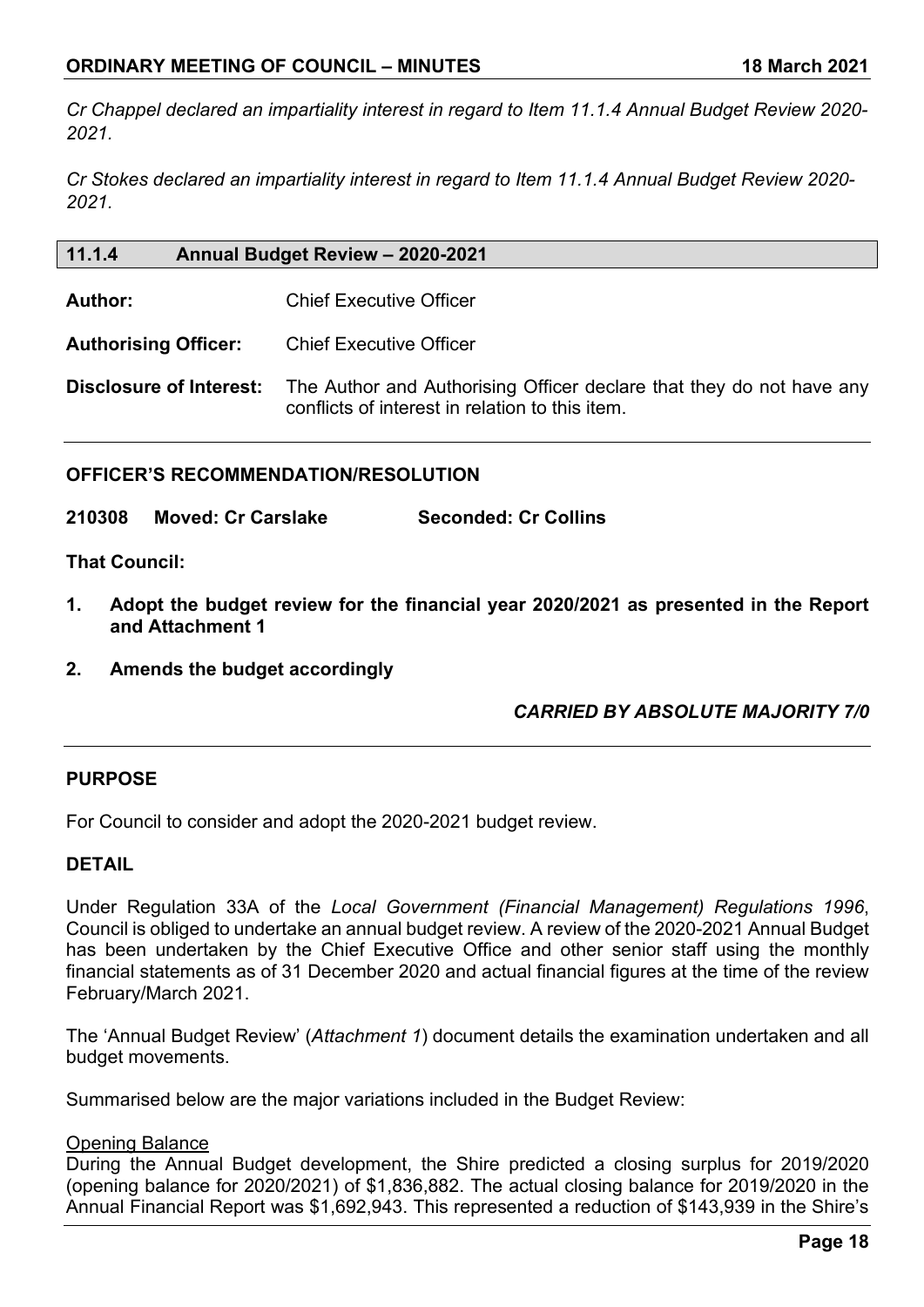*Cr Chappel declared an impartiality interest in regard to Item 11.1.4 Annual Budget Review 2020-2021.*

*Cr Stokes declared an impartiality interest in regard to Item 11.1.4 Annual Budget Review 2020-2021.*

## 11.1.4 Annual Budget Review – 2020-2021

**Author:** Chief Executive Officer

**Authorising Officer:** Chief Executive Officer

**Disclosure of Interest:** The Author and Authorising Officer declare that they do not have any conflicts of interest in relation to this item.

**OFFICER'S RECOMMENDATION/RESOLUTION**

**210308 Moved: Cr Carslake Seconded: Cr Collins**

**That Council:**

1. **Adopt the budget review for the financial year 2020/2021 as presented in the Report and Attachment 1**
2. **Amends the budget accordingly**

***CARRIED BY ABSOLUTE MAJORITY 7/0***

**PURPOSE**

For Council to consider and adopt the 2020-2021 budget review.

**DETAIL**

Under Regulation 33A of the *Local Government (Financial Management) Regulations 1996*, Council is obliged to undertake an annual budget review. A review of the 2020-2021 Annual Budget has been undertaken by the Chief Executive Office and other senior staff using the monthly financial statements as of 31 December 2020 and actual financial figures at the time of the review February/March 2021.

The 'Annual Budget Review' (*Attachment 1*) document details the examination undertaken and all budget movements.

Summarised below are the major variations included in the Budget Review:

Opening Balance

During the Annual Budget development, the Shire predicted a closing surplus for 2019/2020 (opening balance for 2020/2021) of $1,836,882. The actual closing balance for 2019/2020 in the Annual Financial Report was $1,692,943. This represented a reduction of $143,939 in the Shire's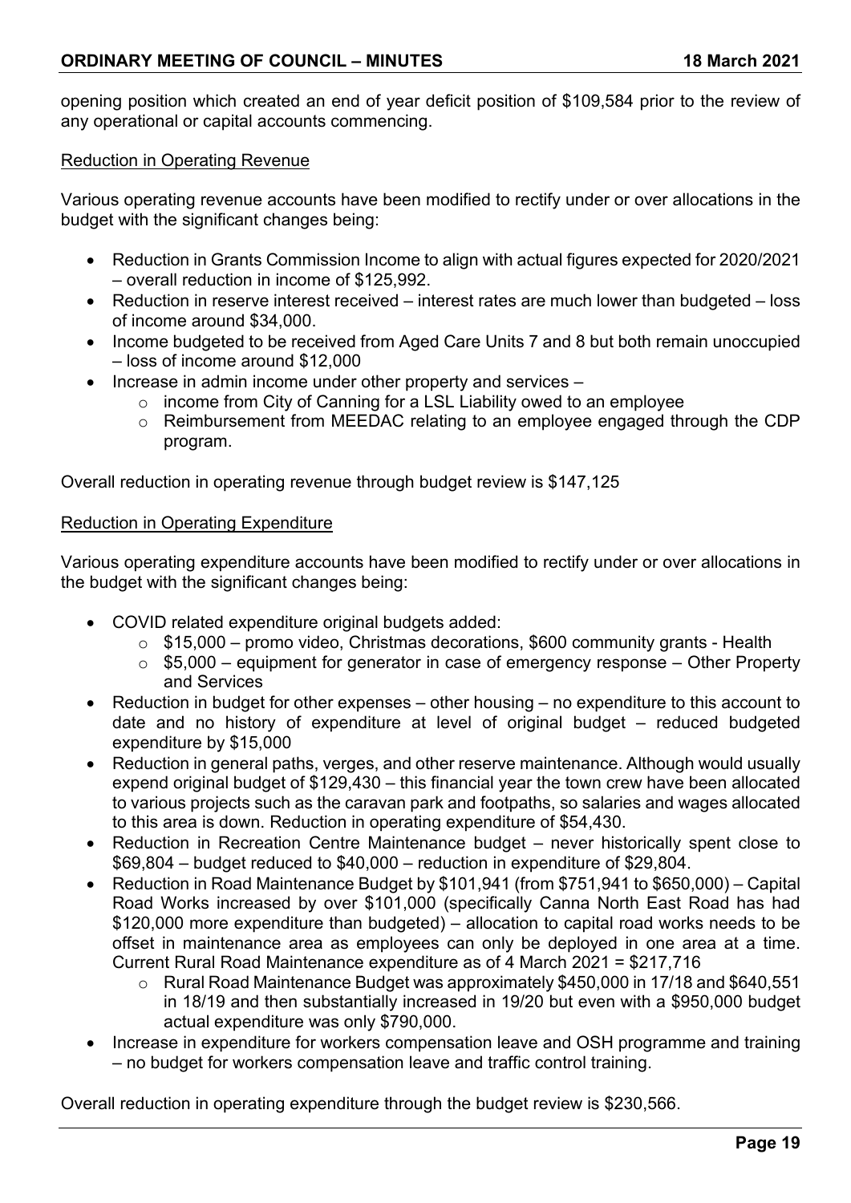opening position which created an end of year deficit position of $109,584 prior to the review of any operational or capital accounts commencing.

Reduction in Operating Revenue

Various operating revenue accounts have been modified to rectify under or over allocations in the budget with the significant changes being:

- Reduction in Grants Commission Income to align with actual figures expected for 2020/2021 – overall reduction in income of $125,992.
- Reduction in reserve interest received – interest rates are much lower than budgeted – loss of income around $34,000.
- Income budgeted to be received from Aged Care Units 7 and 8 but both remain unoccupied – loss of income around $12,000
- Increase in admin income under other property and services –
    - income from City of Canning for a LSL Liability owed to an employee
    - Reimbursement from MEEDAC relating to an employee engaged through the CDP program.

Overall reduction in operating revenue through budget review is $147,125

Reduction in Operating Expenditure

Various operating expenditure accounts have been modified to rectify under or over allocations in the budget with the significant changes being:

- COVID related expenditure original budgets added:
    - $15,000 – promo video, Christmas decorations, $600 community grants - Health
    - $5,000 – equipment for generator in case of emergency response – Other Property and Services
- Reduction in budget for other expenses – other housing – no expenditure to this account to date and no history of expenditure at level of original budget – reduced budgeted expenditure by $15,000
- Reduction in general paths, verges, and other reserve maintenance. Although would usually expend original budget of $129,430 – this financial year the town crew have been allocated to various projects such as the caravan park and footpaths, so salaries and wages allocated to this area is down. Reduction in operating expenditure of $54,430.
- Reduction in Recreation Centre Maintenance budget – never historically spent close to $69,804 – budget reduced to $40,000 – reduction in expenditure of $29,804.
- Reduction in Road Maintenance Budget by $101,941 (from $751,941 to $650,000) – Capital Road Works increased by over $101,000 (specifically Canna North East Road has had $120,000 more expenditure than budgeted) – allocation to capital road works needs to be offset in maintenance area as employees can only be deployed in one area at a time. Current Rural Road Maintenance expenditure as of 4 March 2021 = $217,716
    - Rural Road Maintenance Budget was approximately $450,000 in 17/18 and $640,551 in 18/19 and then substantially increased in 19/20 but even with a $950,000 budget actual expenditure was only $790,000.
- Increase in expenditure for workers compensation leave and OSH programme and training – no budget for workers compensation leave and traffic control training.

Overall reduction in operating expenditure through the budget review is $230,566.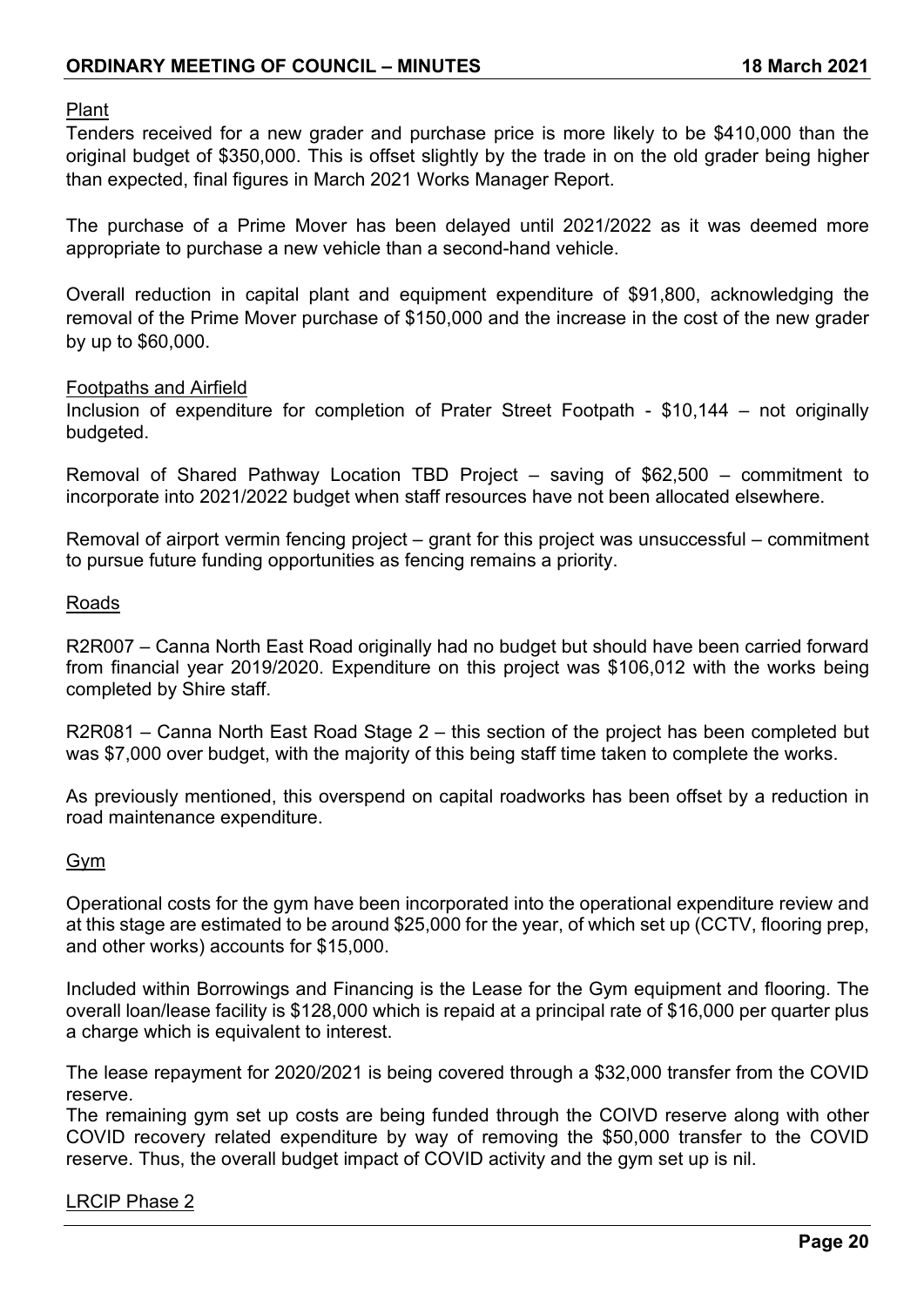Plant

Tenders received for a new grader and purchase price is more likely to be $410,000 than the original budget of $350,000. This is offset slightly by the trade in on the old grader being higher than expected, final figures in March 2021 Works Manager Report.

The purchase of a Prime Mover has been delayed until 2021/2022 as it was deemed more appropriate to purchase a new vehicle than a second-hand vehicle.

Overall reduction in capital plant and equipment expenditure of $91,800, acknowledging the removal of the Prime Mover purchase of $150,000 and the increase in the cost of the new grader by up to $60,000.

Footpaths and Airfield

Inclusion of expenditure for completion of Prater Street Footpath - $10,144 – not originally budgeted.

Removal of Shared Pathway Location TBD Project – saving of $62,500 – commitment to incorporate into 2021/2022 budget when staff resources have not been allocated elsewhere.

Removal of airport vermin fencing project – grant for this project was unsuccessful – commitment to pursue future funding opportunities as fencing remains a priority.

Roads

R2R007 – Canna North East Road originally had no budget but should have been carried forward from financial year 2019/2020. Expenditure on this project was $106,012 with the works being completed by Shire staff.

R2R081 – Canna North East Road Stage 2 – this section of the project has been completed but was $7,000 over budget, with the majority of this being staff time taken to complete the works.

As previously mentioned, this overspend on capital roadworks has been offset by a reduction in road maintenance expenditure.

Gym

Operational costs for the gym have been incorporated into the operational expenditure review and at this stage are estimated to be around $25,000 for the year, of which set up (CCTV, flooring prep, and other works) accounts for $15,000.

Included within Borrowings and Financing is the Lease for the Gym equipment and flooring. The overall loan/lease facility is $128,000 which is repaid at a principal rate of $16,000 per quarter plus a charge which is equivalent to interest.

The lease repayment for 2020/2021 is being covered through a $32,000 transfer from the COVID reserve.

The remaining gym set up costs are being funded through the COIVD reserve along with other COVID recovery related expenditure by way of removing the $50,000 transfer to the COVID reserve. Thus, the overall budget impact of COVID activity and the gym set up is nil.

LRCIP Phase 2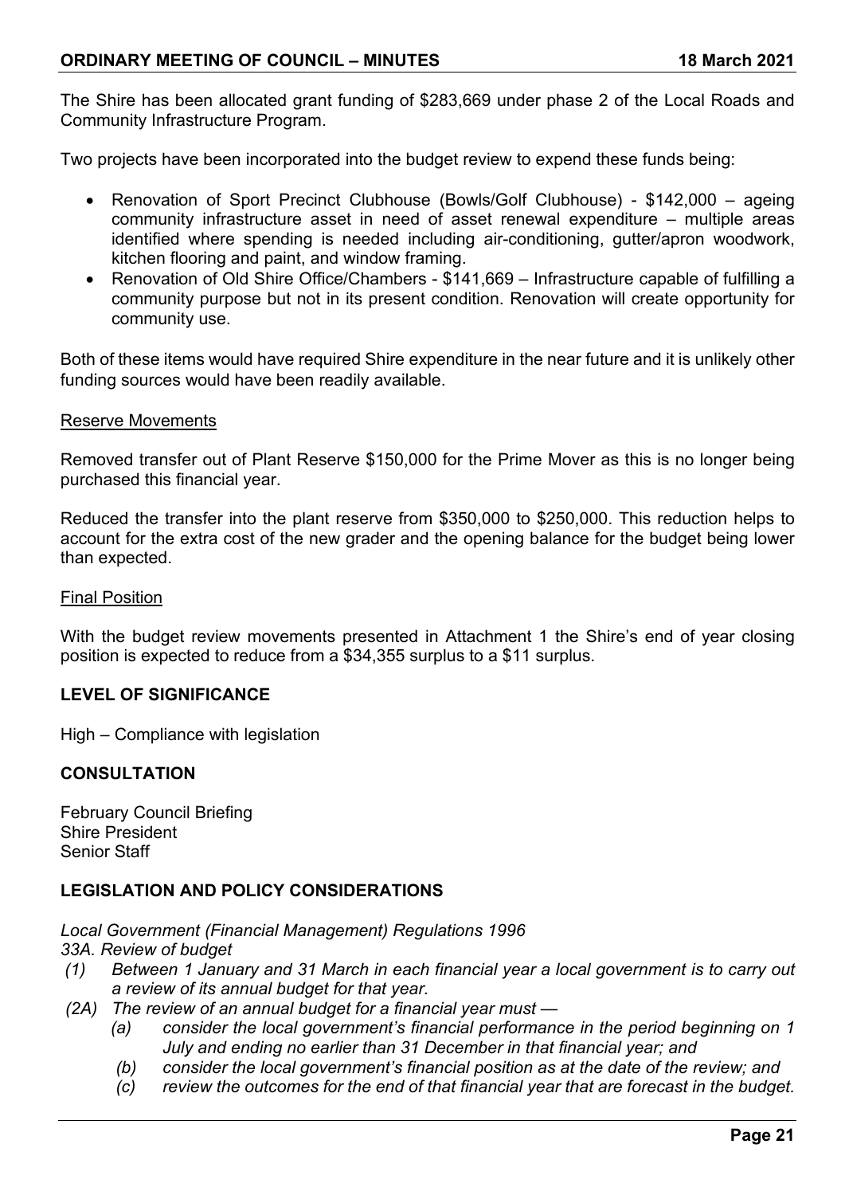The Shire has been allocated grant funding of $283,669 under phase 2 of the Local Roads and Community Infrastructure Program.

Two projects have been incorporated into the budget review to expend these funds being:

- Renovation of Sport Precinct Clubhouse (Bowls/Golf Clubhouse) - $142,000 – ageing community infrastructure asset in need of asset renewal expenditure – multiple areas identified where spending is needed including air-conditioning, gutter/apron woodwork, kitchen flooring and paint, and window framing.
- Renovation of Old Shire Office/Chambers - $141,669 – Infrastructure capable of fulfilling a community purpose but not in its present condition. Renovation will create opportunity for community use.

Both of these items would have required Shire expenditure in the near future and it is unlikely other funding sources would have been readily available.

<u>Reserve Movements</u>

Removed transfer out of Plant Reserve $150,000 for the Prime Mover as this is no longer being purchased this financial year.

Reduced the transfer into the plant reserve from $350,000 to $250,000. This reduction helps to account for the extra cost of the new grader and the opening balance for the budget being lower than expected.

<u>Final Position</u>

With the budget review movements presented in Attachment 1 the Shire's end of year closing position is expected to reduce from a $34,355 surplus to a $11 surplus.

**LEVEL OF SIGNIFICANCE**

High – Compliance with legislation

**CONSULTATION**

February Council Briefing
Shire President
Senior Staff

**LEGISLATION AND POLICY CONSIDERATIONS**

*Local Government (Financial Management) Regulations 1996*
*33A. Review of budget*

*(1) Between 1 January and 31 March in each financial year a local government is to carry out a review of its annual budget for that year.*

*(2A) The review of an annual budget for a financial year must —*

*(a) consider the local government's financial performance in the period beginning on 1 July and ending no earlier than 31 December in that financial year; and*

*(b) consider the local government's financial position as at the date of the review; and*

*(c) review the outcomes for the end of that financial year that are forecast in the budget.*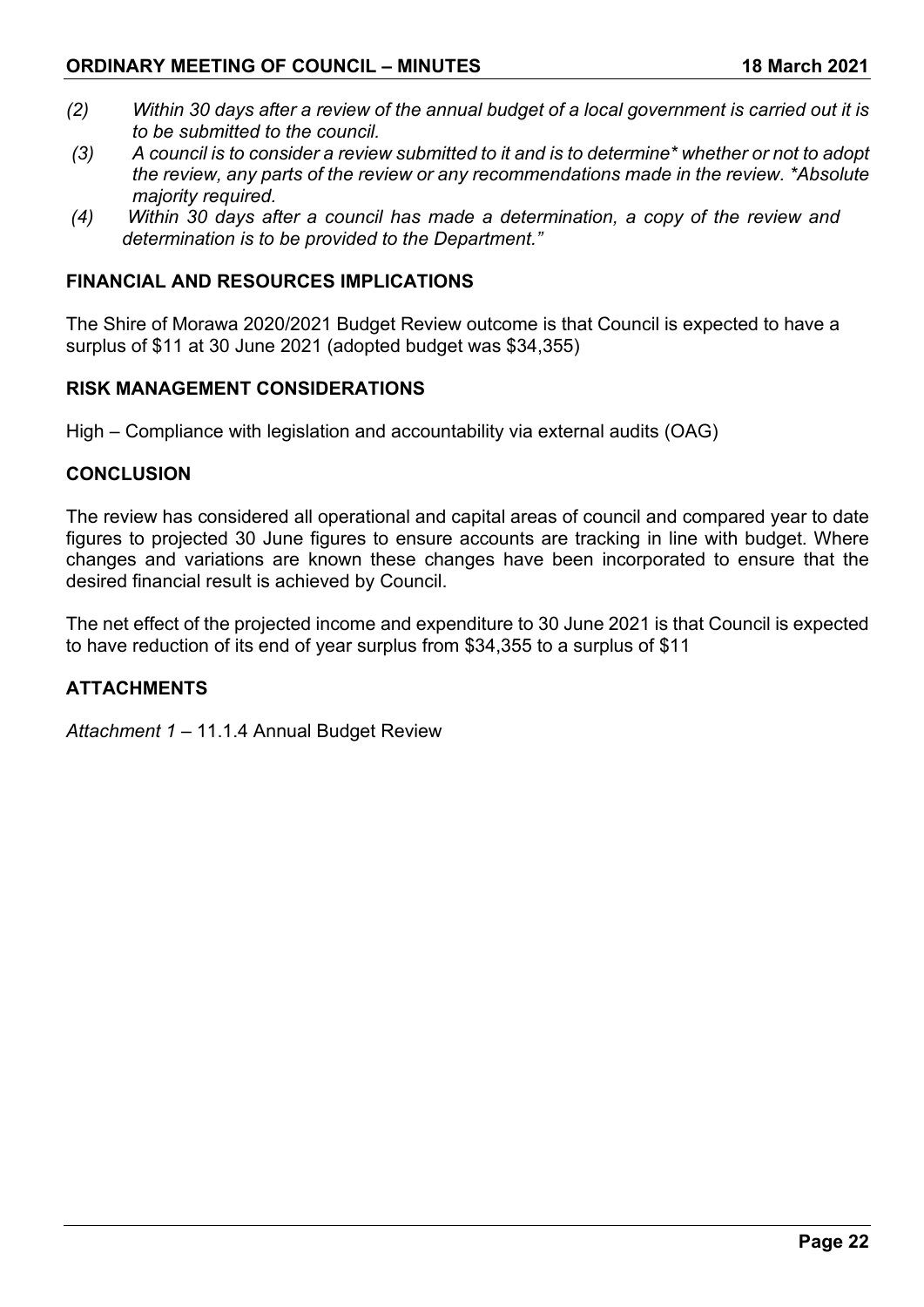*(2) Within 30 days after a review of the annual budget of a local government is carried out it is to be submitted to the council.*

*(3) A council is to consider a review submitted to it and is to determine* whether or not to adopt the review, any parts of the review or any recommendations made in the review. *Absolute majority required.*

*(4) Within 30 days after a council has made a determination, a copy of the review and determination is to be provided to the Department."*

### FINANCIAL AND RESOURCES IMPLICATIONS

The Shire of Morawa 2020/2021 Budget Review outcome is that Council is expected to have a surplus of $11 at 30 June 2021 (adopted budget was $34,355)

### RISK MANAGEMENT CONSIDERATIONS

High – Compliance with legislation and accountability via external audits (OAG)

### CONCLUSION

The review has considered all operational and capital areas of council and compared year to date figures to projected 30 June figures to ensure accounts are tracking in line with budget. Where changes and variations are known these changes have been incorporated to ensure that the desired financial result is achieved by Council.

The net effect of the projected income and expenditure to 30 June 2021 is that Council is expected to have reduction of its end of year surplus from $34,355 to a surplus of $11

### ATTACHMENTS

*Attachment 1* – 11.1.4 Annual Budget Review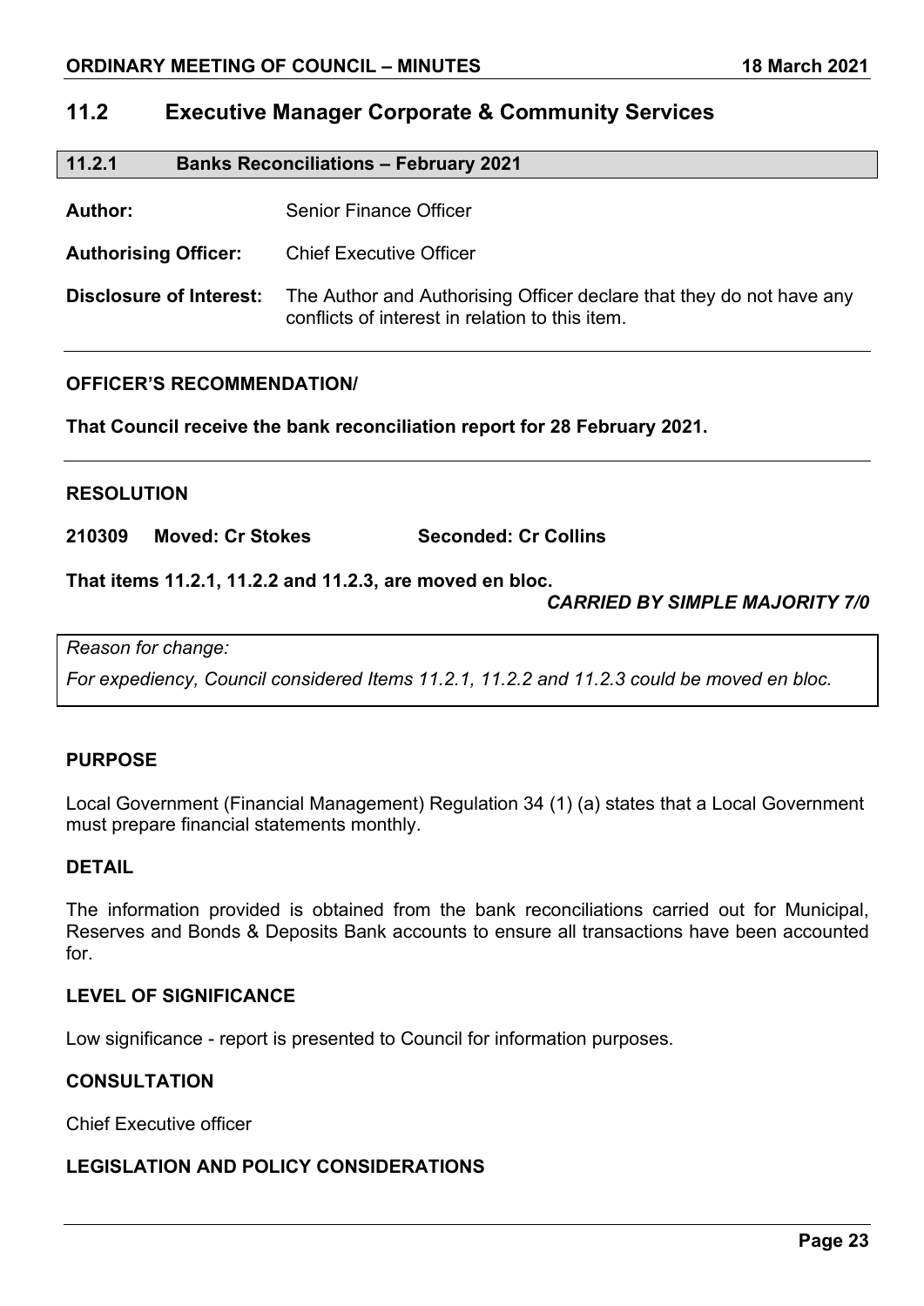## 11.2 Executive Manager Corporate & Community Services

### 11.2.1 Banks Reconciliations – February 2021

**Author:** Senior Finance Officer

**Authorising Officer:** Chief Executive Officer

**Disclosure of Interest:** The Author and Authorising Officer declare that they do not have any conflicts of interest in relation to this item.

---

**OFFICER'S RECOMMENDATION/**

**That Council receive the bank reconciliation report for 28 February 2021.**

---

**RESOLUTION**

**210309 Moved: Cr Stokes Seconded: Cr Collins**

**That items 11.2.1, 11.2.2 and 11.2.3, are moved en bloc.**

***CARRIED BY SIMPLE MAJORITY 7/0***

*Reason for change:*

*For expediency, Council considered Items 11.2.1, 11.2.2 and 11.2.3 could be moved en bloc.*

**PURPOSE**

Local Government (Financial Management) Regulation 34 (1) (a) states that a Local Government must prepare financial statements monthly.

**DETAIL**

The information provided is obtained from the bank reconciliations carried out for Municipal, Reserves and Bonds & Deposits Bank accounts to ensure all transactions have been accounted for.

**LEVEL OF SIGNIFICANCE**

Low significance - report is presented to Council for information purposes.

**CONSULTATION**

Chief Executive officer

**LEGISLATION AND POLICY CONSIDERATIONS**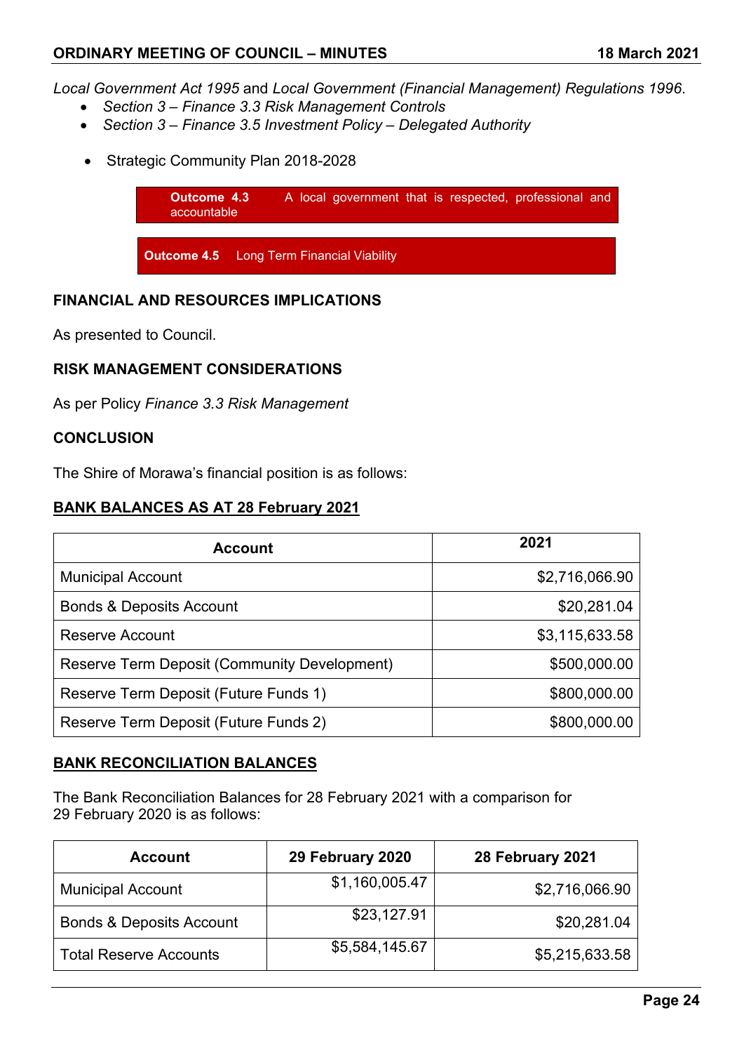*Local Government Act 1995* and *Local Government (Financial Management) Regulations 1996*.

- *Section 3 – Finance 3.3 Risk Management Controls*
- *Section 3 – Finance 3.5 Investment Policy – Delegated Authority*

- Strategic Community Plan 2018-2028

**Outcome 4.3** A local government that is respected, professional and accountable

**Outcome 4.5** Long Term Financial Viability

## FINANCIAL AND RESOURCES IMPLICATIONS

As presented to Council.

## RISK MANAGEMENT CONSIDERATIONS

As per Policy *Finance 3.3 Risk Management*

## CONCLUSION

The Shire of Morawa's financial position is as follows:

### BANK BALANCES AS AT 28 February 2021

| Account | 2021 |
|---|---|
| Municipal Account | $2,716,066.90 |
| Bonds & Deposits Account | $20,281.04 |
| Reserve Account | $3,115,633.58 |
| Reserve Term Deposit (Community Development) | $500,000.00 |
| Reserve Term Deposit (Future Funds 1) | $800,000.00 |
| Reserve Term Deposit (Future Funds 2) | $800,000.00 |

### BANK RECONCILIATION BALANCES

The Bank Reconciliation Balances for 28 February 2021 with a comparison for 29 February 2020 is as follows:

| Account | 29 February 2020 | 28 February 2021 |
|---|---|---|
| Municipal Account | $1,160,005.47 | $2,716,066.90 |
| Bonds & Deposits Account | $23,127.91 | $20,281.04 |
| Total Reserve Accounts | $5,584,145.67 | $5,215,633.58 |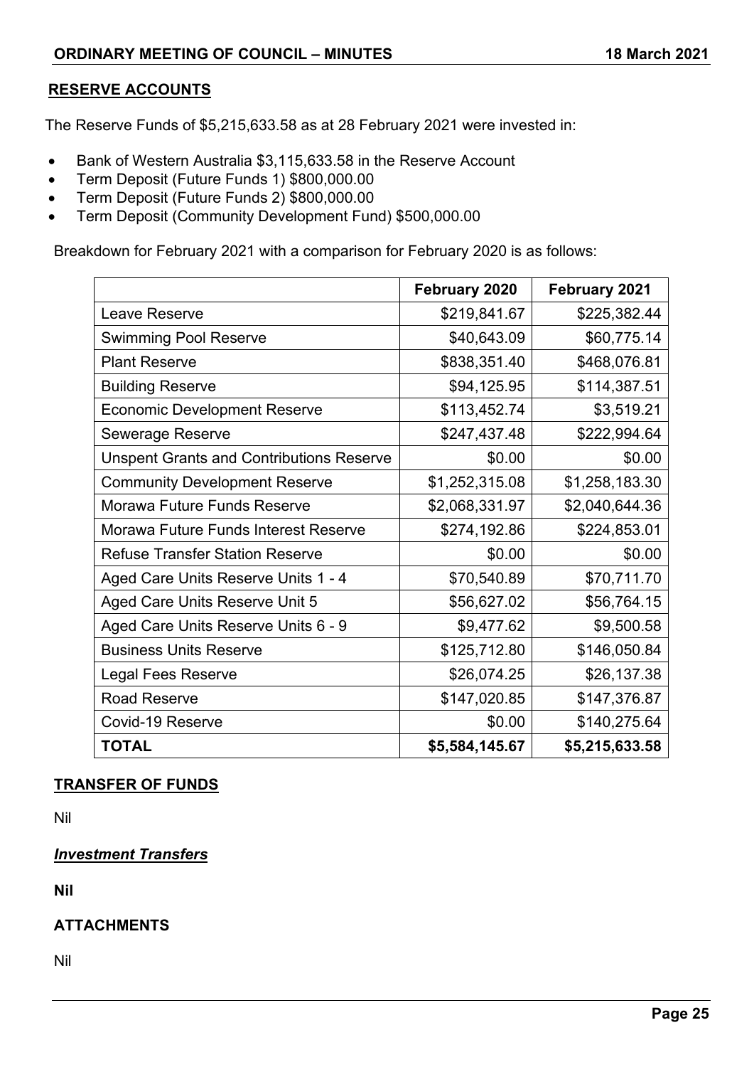## RESERVE ACCOUNTS

The Reserve Funds of $5,215,633.58 as at 28 February 2021 were invested in:

- Bank of Western Australia $3,115,633.58 in the Reserve Account
- Term Deposit (Future Funds 1) $800,000.00
- Term Deposit (Future Funds 2) $800,000.00
- Term Deposit (Community Development Fund) $500,000.00

Breakdown for February 2021 with a comparison for February 2020 is as follows:

| | February 2020 | February 2021 |
|---|---|---|
| Leave Reserve | $219,841.67 | $225,382.44 |
| Swimming Pool Reserve | $40,643.09 | $60,775.14 |
| Plant Reserve | $838,351.40 | $468,076.81 |
| Building Reserve | $94,125.95 | $114,387.51 |
| Economic Development Reserve | $113,452.74 | $3,519.21 |
| Sewerage Reserve | $247,437.48 | $222,994.64 |
| Unspent Grants and Contributions Reserve | $0.00 | $0.00 |
| Community Development Reserve | $1,252,315.08 | $1,258,183.30 |
| Morawa Future Funds Reserve | $2,068,331.97 | $2,040,644.36 |
| Morawa Future Funds Interest Reserve | $274,192.86 | $224,853.01 |
| Refuse Transfer Station Reserve | $0.00 | $0.00 |
| Aged Care Units Reserve Units 1 - 4 | $70,540.89 | $70,711.70 |
| Aged Care Units Reserve Unit 5 | $56,627.02 | $56,764.15 |
| Aged Care Units Reserve Units 6 - 9 | $9,477.62 | $9,500.58 |
| Business Units Reserve | $125,712.80 | $146,050.84 |
| Legal Fees Reserve | $26,074.25 | $26,137.38 |
| Road Reserve | $147,020.85 | $147,376.87 |
| Covid-19 Reserve | $0.00 | $140,275.64 |
| **TOTAL** | **$5,584,145.67** | **$5,215,633.58** |

## TRANSFER OF FUNDS

Nil

***Investment Transfers***

**Nil**

## ATTACHMENTS

Nil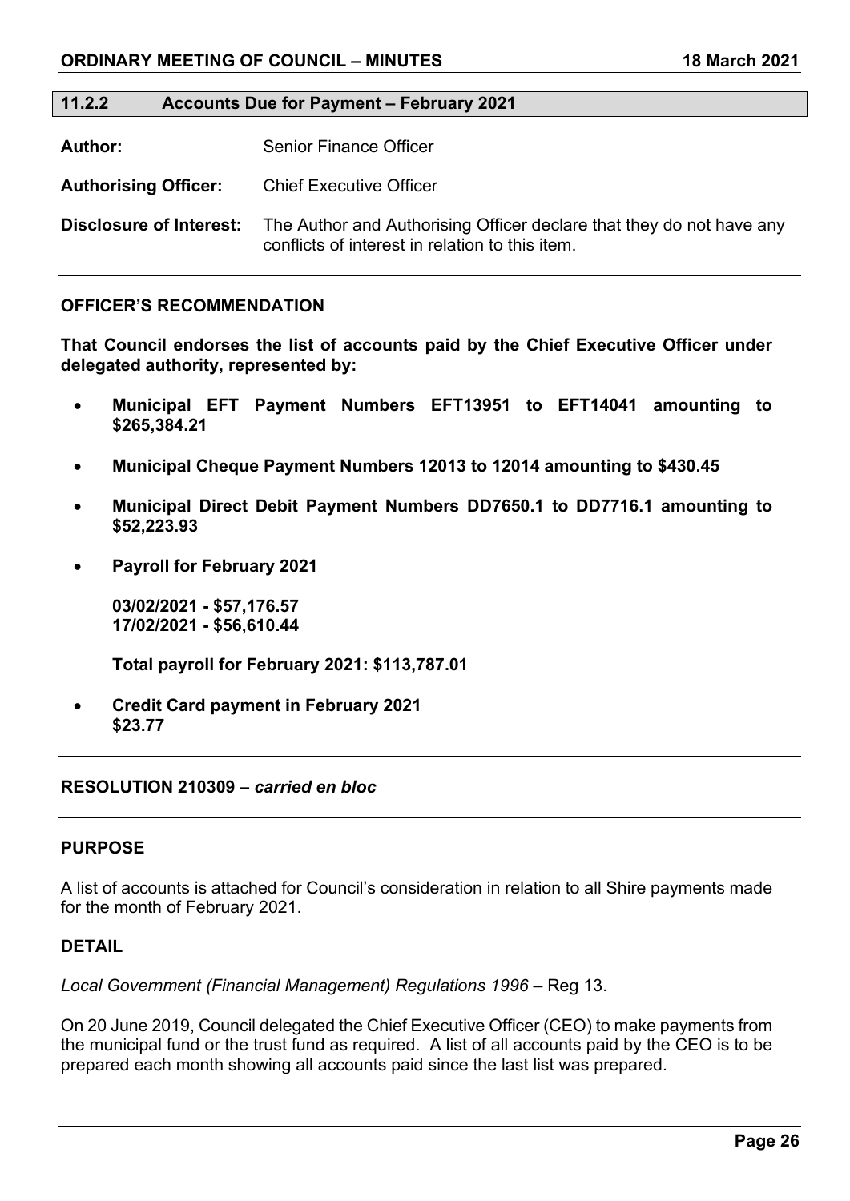## 11.2.2 Accounts Due for Payment – February 2021

**Author:** Senior Finance Officer

**Authorising Officer:** Chief Executive Officer

**Disclosure of Interest:** The Author and Authorising Officer declare that they do not have any conflicts of interest in relation to this item.

---

### OFFICER'S RECOMMENDATION

**That Council endorses the list of accounts paid by the Chief Executive Officer under delegated authority, represented by:**

- **Municipal EFT Payment Numbers EFT13951 to EFT14041 amounting to $265,384.21**
- **Municipal Cheque Payment Numbers 12013 to 12014 amounting to $430.45**
- **Municipal Direct Debit Payment Numbers DD7650.1 to DD7716.1 amounting to $52,223.93**
- **Payroll for February 2021**

  **03/02/2021 - $57,176.57**
  **17/02/2021 - $56,610.44**

  **Total payroll for February 2021: $113,787.01**

- **Credit Card payment in February 2021**
  **$23.77**

---

### RESOLUTION 210309 – *carried en bloc*

---

### PURPOSE

A list of accounts is attached for Council's consideration in relation to all Shire payments made for the month of February 2021.

### DETAIL

*Local Government (Financial Management) Regulations 1996* – Reg 13.

On 20 June 2019, Council delegated the Chief Executive Officer (CEO) to make payments from the municipal fund or the trust fund as required. A list of all accounts paid by the CEO is to be prepared each month showing all accounts paid since the last list was prepared.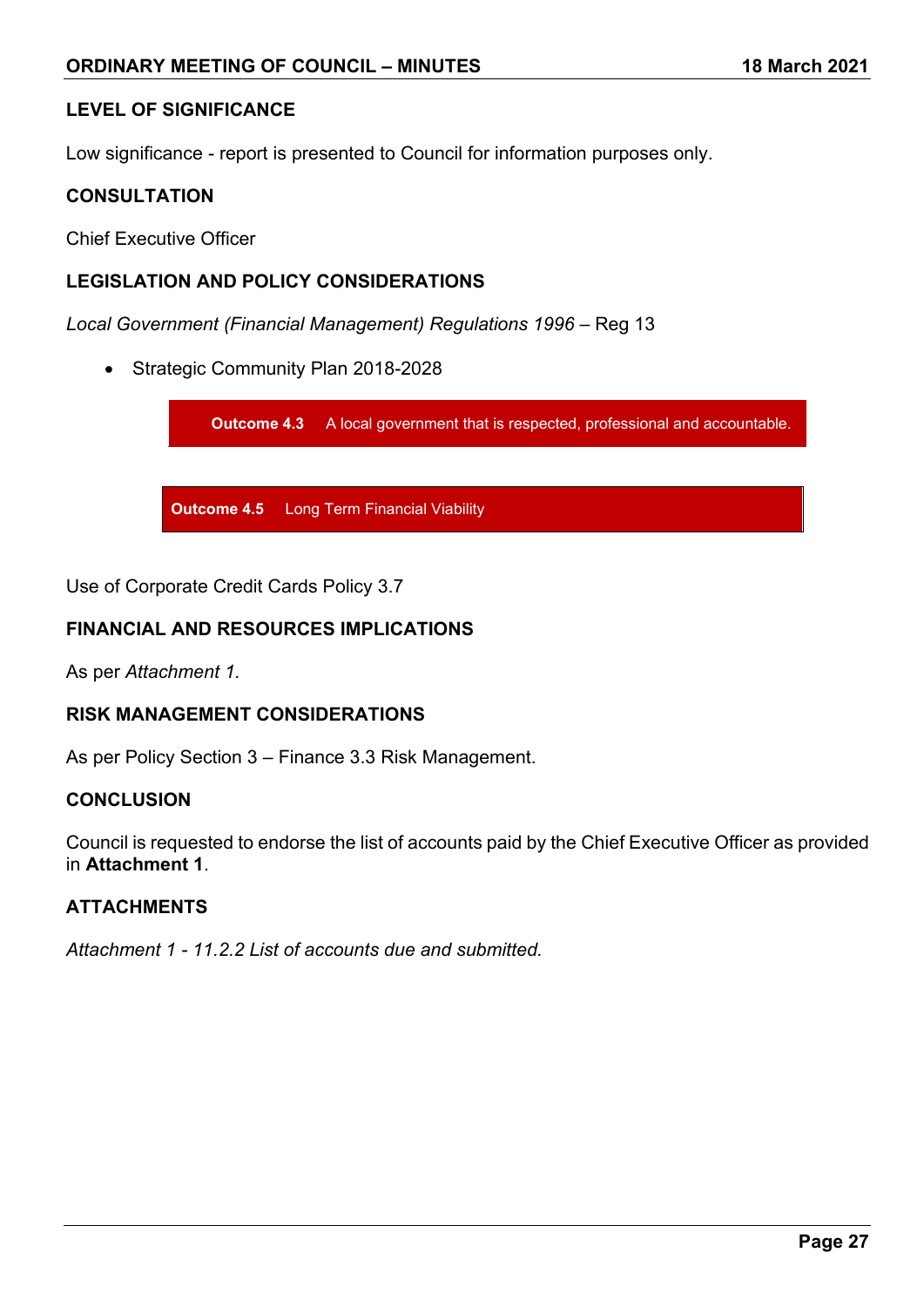## LEVEL OF SIGNIFICANCE

Low significance - report is presented to Council for information purposes only.

## CONSULTATION

Chief Executive Officer

## LEGISLATION AND POLICY CONSIDERATIONS

*Local Government (Financial Management) Regulations 1996* – Reg 13

- Strategic Community Plan 2018-2028

**Outcome 4.3** A local government that is respected, professional and accountable.

**Outcome 4.5** Long Term Financial Viability

Use of Corporate Credit Cards Policy 3.7

## FINANCIAL AND RESOURCES IMPLICATIONS

As per *Attachment 1*.

## RISK MANAGEMENT CONSIDERATIONS

As per Policy Section 3 – Finance 3.3 Risk Management.

## CONCLUSION

Council is requested to endorse the list of accounts paid by the Chief Executive Officer as provided in **Attachment 1**.

## ATTACHMENTS

*Attachment 1 - 11.2.2 List of accounts due and submitted.*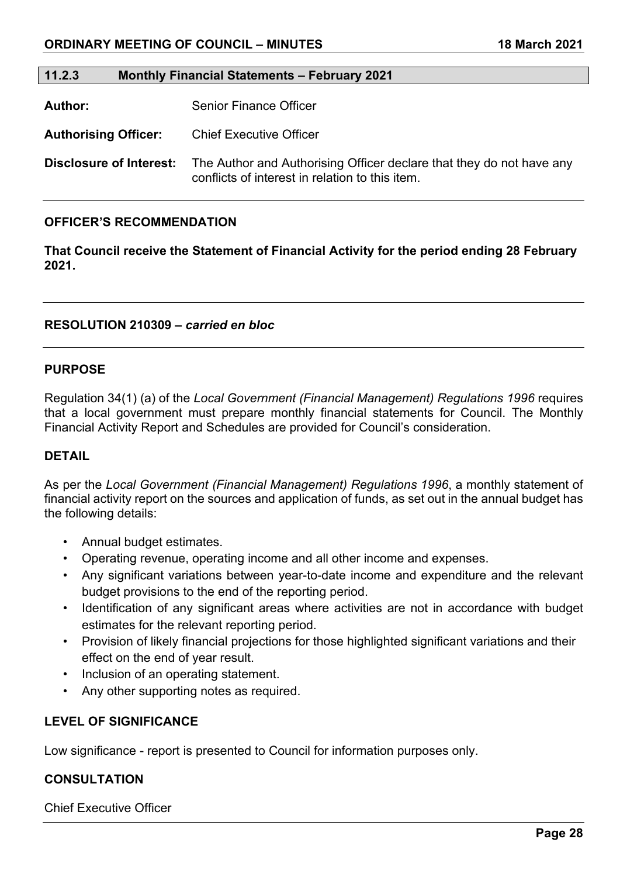## 11.2.3 Monthly Financial Statements – February 2021

**Author:** Senior Finance Officer

**Authorising Officer:** Chief Executive Officer

**Disclosure of Interest:** The Author and Authorising Officer declare that they do not have any conflicts of interest in relation to this item.

---

### OFFICER'S RECOMMENDATION

**That Council receive the Statement of Financial Activity for the period ending 28 February 2021.**

---

### RESOLUTION 210309 – *carried en bloc*

---

### PURPOSE

Regulation 34(1) (a) of the *Local Government (Financial Management) Regulations 1996* requires that a local government must prepare monthly financial statements for Council. The Monthly Financial Activity Report and Schedules are provided for Council's consideration.

### DETAIL

As per the *Local Government (Financial Management) Regulations 1996*, a monthly statement of financial activity report on the sources and application of funds, as set out in the annual budget has the following details:

- Annual budget estimates.
- Operating revenue, operating income and all other income and expenses.
- Any significant variations between year-to-date income and expenditure and the relevant budget provisions to the end of the reporting period.
- Identification of any significant areas where activities are not in accordance with budget estimates for the relevant reporting period.
- Provision of likely financial projections for those highlighted significant variations and their effect on the end of year result.
- Inclusion of an operating statement.
- Any other supporting notes as required.

### LEVEL OF SIGNIFICANCE

Low significance - report is presented to Council for information purposes only.

### CONSULTATION

Chief Executive Officer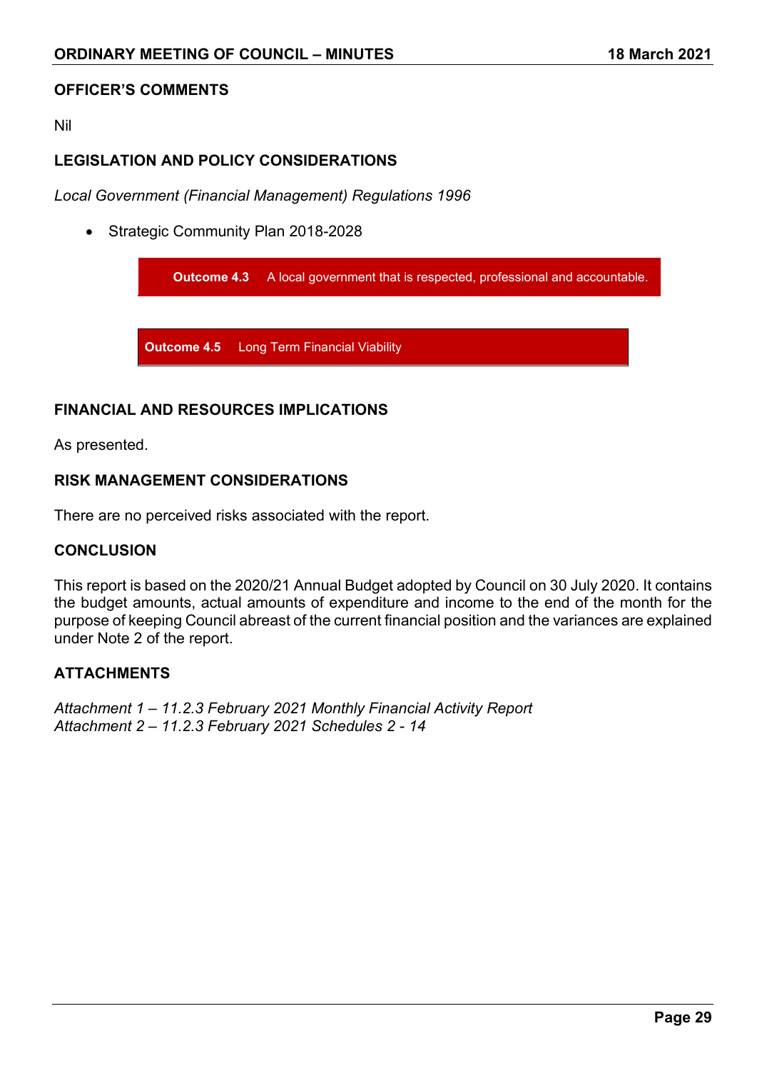### OFFICER'S COMMENTS

Nil

### LEGISLATION AND POLICY CONSIDERATIONS

*Local Government (Financial Management) Regulations 1996*

- Strategic Community Plan 2018-2028

**Outcome 4.3** A local government that is respected, professional and accountable.

**Outcome 4.5** Long Term Financial Viability

### FINANCIAL AND RESOURCES IMPLICATIONS

As presented.

### RISK MANAGEMENT CONSIDERATIONS

There are no perceived risks associated with the report.

### CONCLUSION

This report is based on the 2020/21 Annual Budget adopted by Council on 30 July 2020. It contains the budget amounts, actual amounts of expenditure and income to the end of the month for the purpose of keeping Council abreast of the current financial position and the variances are explained under Note 2 of the report.

### ATTACHMENTS

*Attachment 1 – 11.2.3 February 2021 Monthly Financial Activity Report*
*Attachment 2 – 11.2.3 February 2021 Schedules 2 - 14*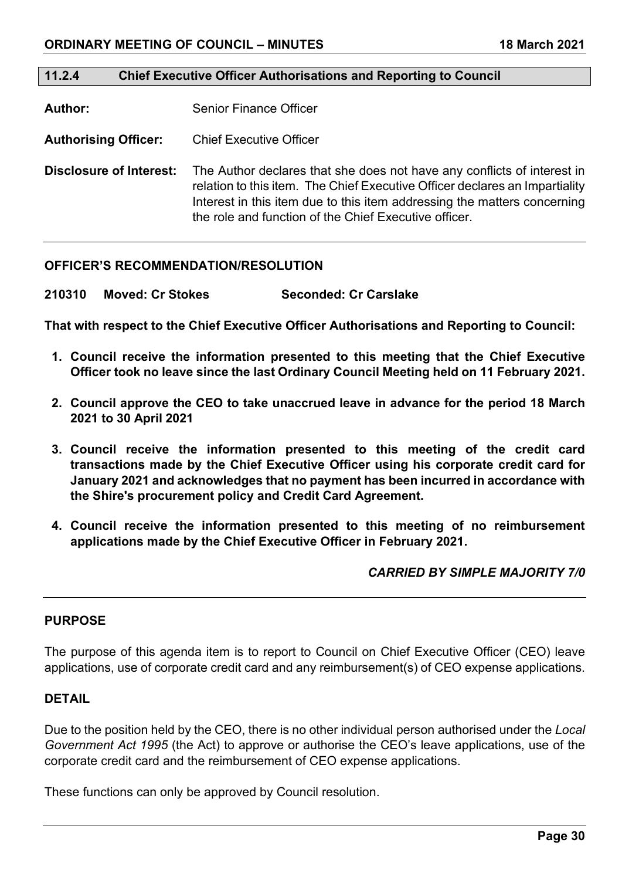## 11.2.4 Chief Executive Officer Authorisations and Reporting to Council

**Author:** Senior Finance Officer

**Authorising Officer:** Chief Executive Officer

**Disclosure of Interest:** The Author declares that she does not have any conflicts of interest in relation to this item. The Chief Executive Officer declares an Impartiality Interest in this item due to this item addressing the matters concerning the role and function of the Chief Executive officer.

### OFFICER'S RECOMMENDATION/RESOLUTION

**210310 Moved: Cr Stokes Seconded: Cr Carslake**

**That with respect to the Chief Executive Officer Authorisations and Reporting to Council:**

1. **Council receive the information presented to this meeting that the Chief Executive Officer took no leave since the last Ordinary Council Meeting held on 11 February 2021.**
2. **Council approve the CEO to take unaccrued leave in advance for the period 18 March 2021 to 30 April 2021**
3. **Council receive the information presented to this meeting of the credit card transactions made by the Chief Executive Officer using his corporate credit card for January 2021 and acknowledges that no payment has been incurred in accordance with the Shire's procurement policy and Credit Card Agreement.**
4. **Council receive the information presented to this meeting of no reimbursement applications made by the Chief Executive Officer in February 2021.**

***CARRIED BY SIMPLE MAJORITY 7/0***

### PURPOSE

The purpose of this agenda item is to report to Council on Chief Executive Officer (CEO) leave applications, use of corporate credit card and any reimbursement(s) of CEO expense applications.

### DETAIL

Due to the position held by the CEO, there is no other individual person authorised under the *Local Government Act 1995* (the Act) to approve or authorise the CEO's leave applications, use of the corporate credit card and the reimbursement of CEO expense applications.

These functions can only be approved by Council resolution.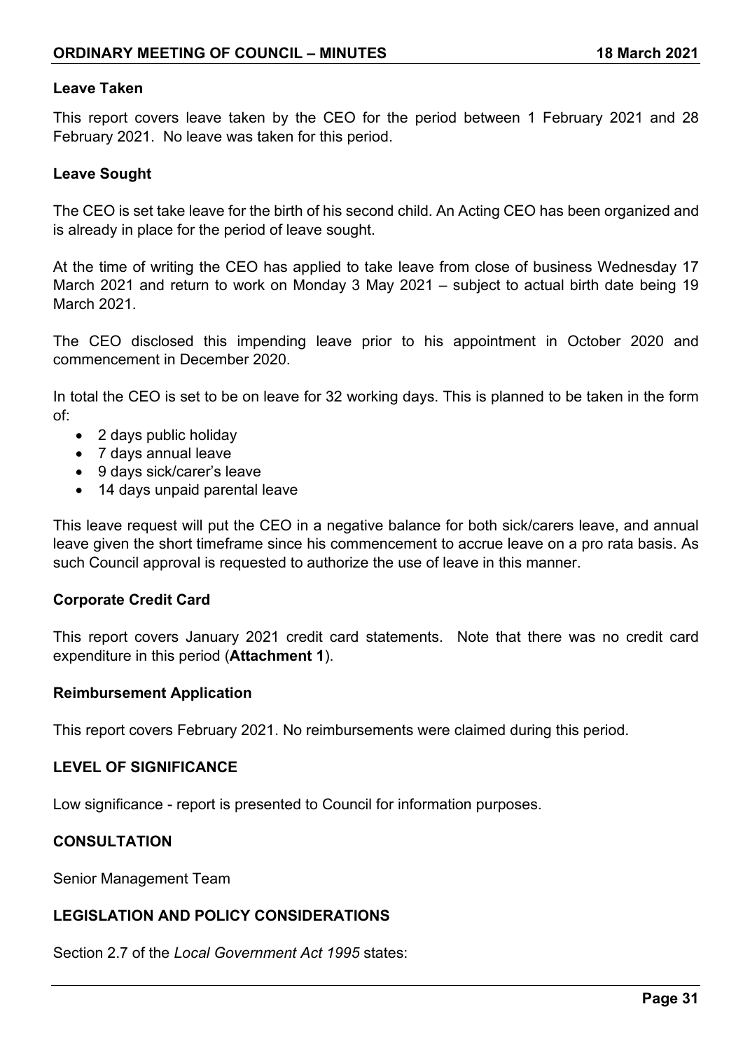**Leave Taken**

This report covers leave taken by the CEO for the period between 1 February 2021 and 28 February 2021. No leave was taken for this period.

**Leave Sought**

The CEO is set take leave for the birth of his second child. An Acting CEO has been organized and is already in place for the period of leave sought.

At the time of writing the CEO has applied to take leave from close of business Wednesday 17 March 2021 and return to work on Monday 3 May 2021 – subject to actual birth date being 19 March 2021.

The CEO disclosed this impending leave prior to his appointment in October 2020 and commencement in December 2020.

In total the CEO is set to be on leave for 32 working days. This is planned to be taken in the form of:

- 2 days public holiday
- 7 days annual leave
- 9 days sick/carer's leave
- 14 days unpaid parental leave

This leave request will put the CEO in a negative balance for both sick/carers leave, and annual leave given the short timeframe since his commencement to accrue leave on a pro rata basis. As such Council approval is requested to authorize the use of leave in this manner.

**Corporate Credit Card**

This report covers January 2021 credit card statements. Note that there was no credit card expenditure in this period (**Attachment 1**).

**Reimbursement Application**

This report covers February 2021. No reimbursements were claimed during this period.

## LEVEL OF SIGNIFICANCE

Low significance - report is presented to Council for information purposes.

## CONSULTATION

Senior Management Team

## LEGISLATION AND POLICY CONSIDERATIONS

Section 2.7 of the *Local Government Act 1995* states: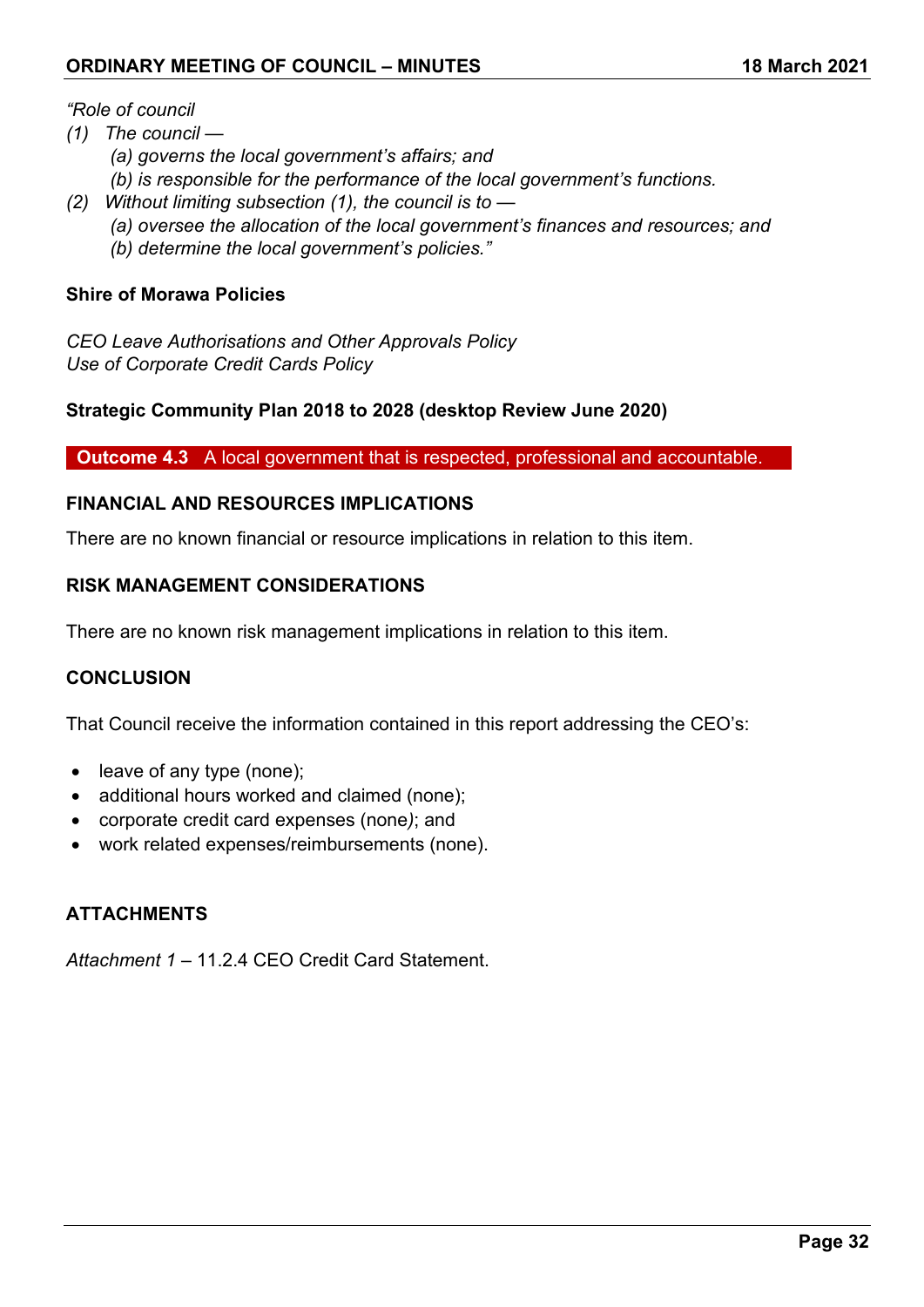*"Role of council*

*(1) The council —*

*(a) governs the local government's affairs; and*

*(b) is responsible for the performance of the local government's functions.*

*(2) Without limiting subsection (1), the council is to —*

*(a) oversee the allocation of the local government's finances and resources; and*

*(b) determine the local government's policies."*

**Shire of Morawa Policies**

*CEO Leave Authorisations and Other Approvals Policy*
*Use of Corporate Credit Cards Policy*

**Strategic Community Plan 2018 to 2028 (desktop Review June 2020)**

**Outcome 4.3** A local government that is respected, professional and accountable.

**FINANCIAL AND RESOURCES IMPLICATIONS**

There are no known financial or resource implications in relation to this item.

**RISK MANAGEMENT CONSIDERATIONS**

There are no known risk management implications in relation to this item.

**CONCLUSION**

That Council receive the information contained in this report addressing the CEO's:

- leave of any type (none);
- additional hours worked and claimed (none);
- corporate credit card expenses (none); and
- work related expenses/reimbursements (none).

**ATTACHMENTS**

*Attachment 1* – 11.2.4 CEO Credit Card Statement.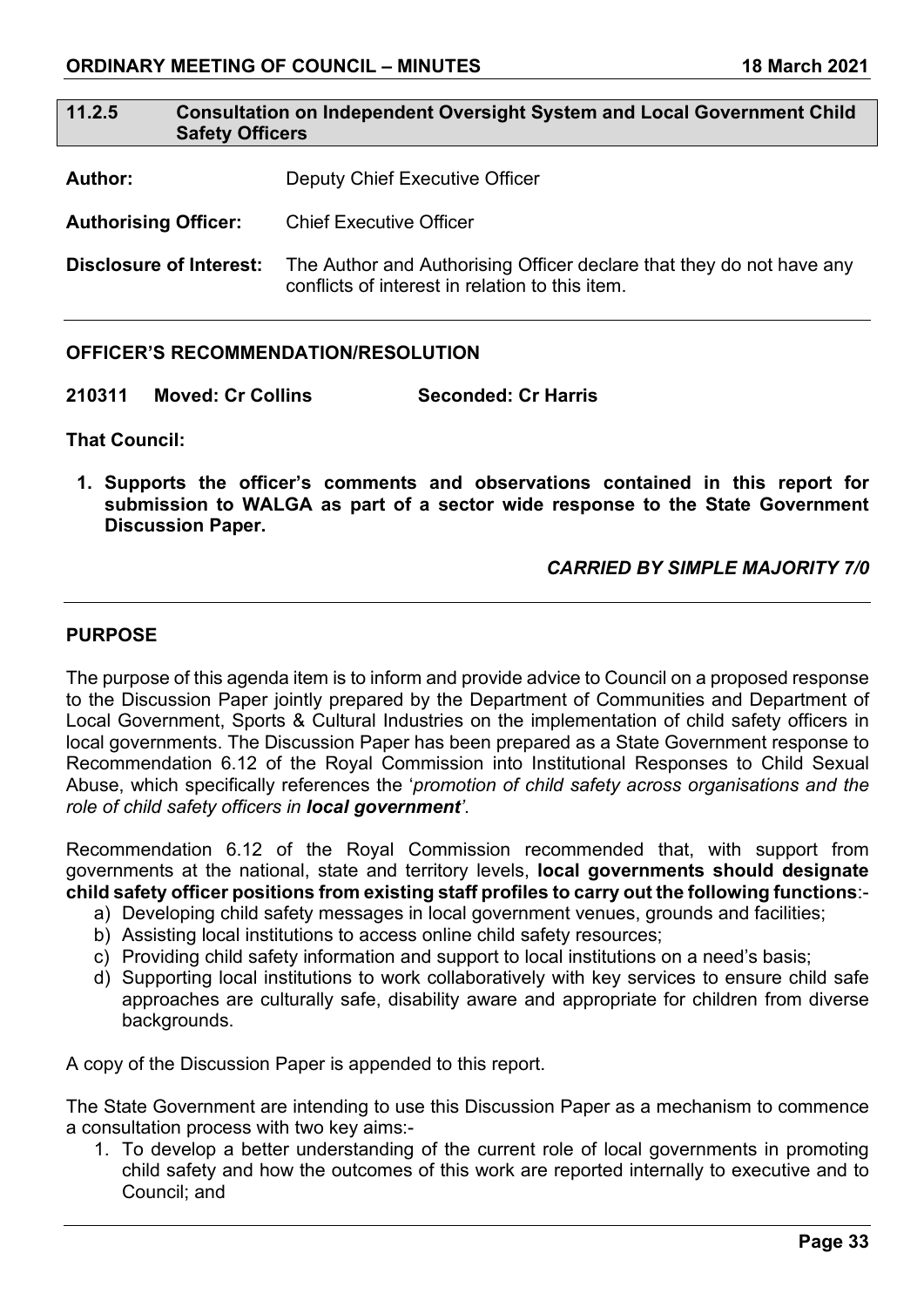## 11.2.5 Consultation on Independent Oversight System and Local Government Child Safety Officers

**Author:** Deputy Chief Executive Officer

**Authorising Officer:** Chief Executive Officer

**Disclosure of Interest:** The Author and Authorising Officer declare that they do not have any conflicts of interest in relation to this item.

---

### OFFICER'S RECOMMENDATION/RESOLUTION

**210311 Moved: Cr Collins Seconded: Cr Harris**

**That Council:**

1. **Supports the officer's comments and observations contained in this report for submission to WALGA as part of a sector wide response to the State Government Discussion Paper.**

***CARRIED BY SIMPLE MAJORITY 7/0***

---

### PURPOSE

The purpose of this agenda item is to inform and provide advice to Council on a proposed response to the Discussion Paper jointly prepared by the Department of Communities and Department of Local Government, Sports & Cultural Industries on the implementation of child safety officers in local governments. The Discussion Paper has been prepared as a State Government response to Recommendation 6.12 of the Royal Commission into Institutional Responses to Child Sexual Abuse, which specifically references the '*promotion of child safety across organisations and the role of child safety officers in **local government***'.

Recommendation 6.12 of the Royal Commission recommended that, with support from governments at the national, state and territory levels, **local governments should designate child safety officer positions from existing staff profiles to carry out the following functions**:-

a) Developing child safety messages in local government venues, grounds and facilities;
b) Assisting local institutions to access online child safety resources;
c) Providing child safety information and support to local institutions on a need's basis;
d) Supporting local institutions to work collaboratively with key services to ensure child safe approaches are culturally safe, disability aware and appropriate for children from diverse backgrounds.

A copy of the Discussion Paper is appended to this report.

The State Government are intending to use this Discussion Paper as a mechanism to commence a consultation process with two key aims:-

1. To develop a better understanding of the current role of local governments in promoting child safety and how the outcomes of this work are reported internally to executive and to Council; and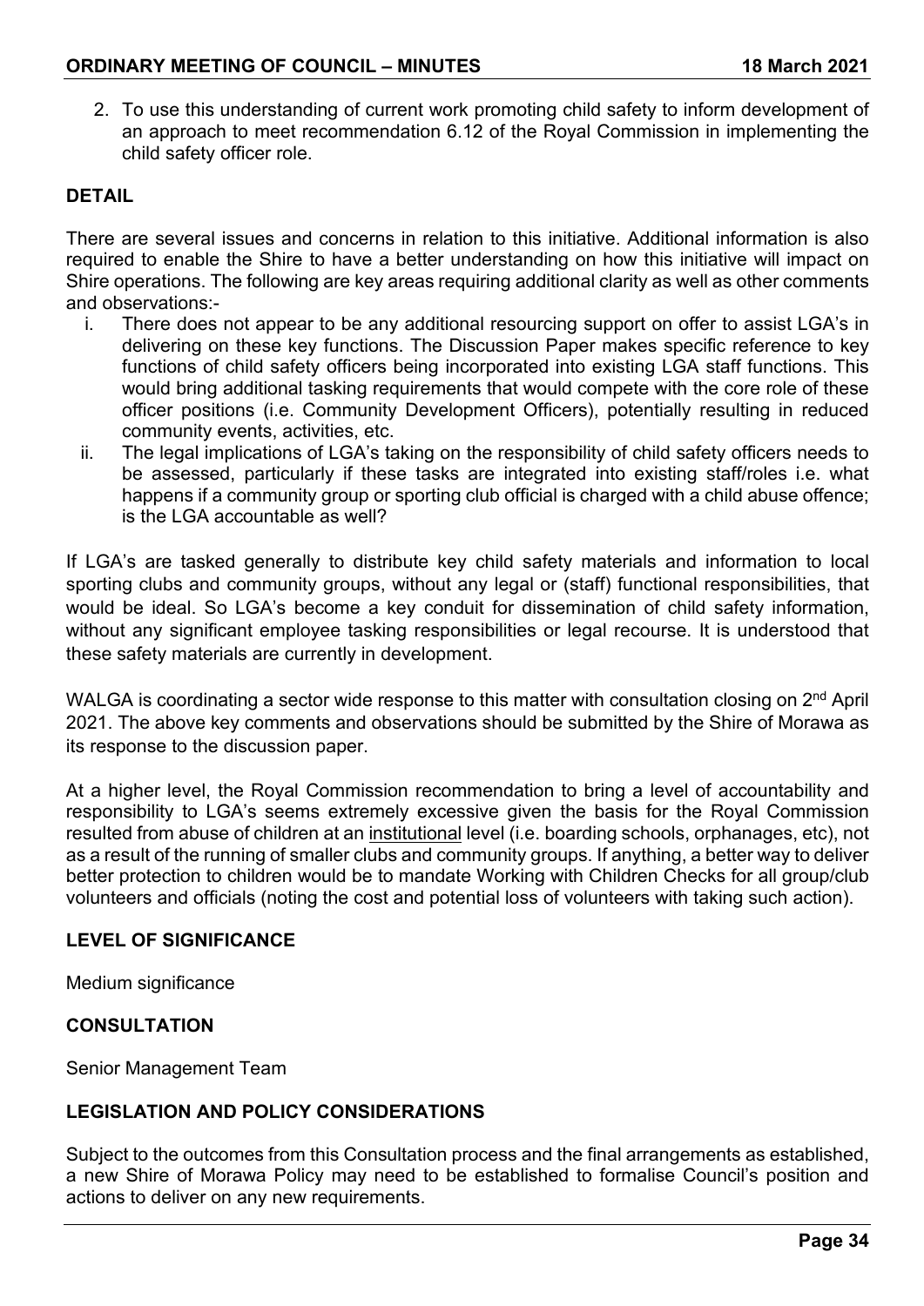2. To use this understanding of current work promoting child safety to inform development of an approach to meet recommendation 6.12 of the Royal Commission in implementing the child safety officer role.

**DETAIL**

There are several issues and concerns in relation to this initiative. Additional information is also required to enable the Shire to have a better understanding on how this initiative will impact on Shire operations. The following are key areas requiring additional clarity as well as other comments and observations:-

i. There does not appear to be any additional resourcing support on offer to assist LGA's in delivering on these key functions. The Discussion Paper makes specific reference to key functions of child safety officers being incorporated into existing LGA staff functions. This would bring additional tasking requirements that would compete with the core role of these officer positions (i.e. Community Development Officers), potentially resulting in reduced community events, activities, etc.
ii. The legal implications of LGA's taking on the responsibility of child safety officers needs to be assessed, particularly if these tasks are integrated into existing staff/roles i.e. what happens if a community group or sporting club official is charged with a child abuse offence; is the LGA accountable as well?

If LGA's are tasked generally to distribute key child safety materials and information to local sporting clubs and community groups, without any legal or (staff) functional responsibilities, that would be ideal. So LGA's become a key conduit for dissemination of child safety information, without any significant employee tasking responsibilities or legal recourse. It is understood that these safety materials are currently in development.

WALGA is coordinating a sector wide response to this matter with consultation closing on 2nd April 2021. The above key comments and observations should be submitted by the Shire of Morawa as its response to the discussion paper.

At a higher level, the Royal Commission recommendation to bring a level of accountability and responsibility to LGA's seems extremely excessive given the basis for the Royal Commission resulted from abuse of children at an institutional level (i.e. boarding schools, orphanages, etc), not as a result of the running of smaller clubs and community groups. If anything, a better way to deliver better protection to children would be to mandate Working with Children Checks for all group/club volunteers and officials (noting the cost and potential loss of volunteers with taking such action).

**LEVEL OF SIGNIFICANCE**

Medium significance

**CONSULTATION**

Senior Management Team

**LEGISLATION AND POLICY CONSIDERATIONS**

Subject to the outcomes from this Consultation process and the final arrangements as established, a new Shire of Morawa Policy may need to be established to formalise Council's position and actions to deliver on any new requirements.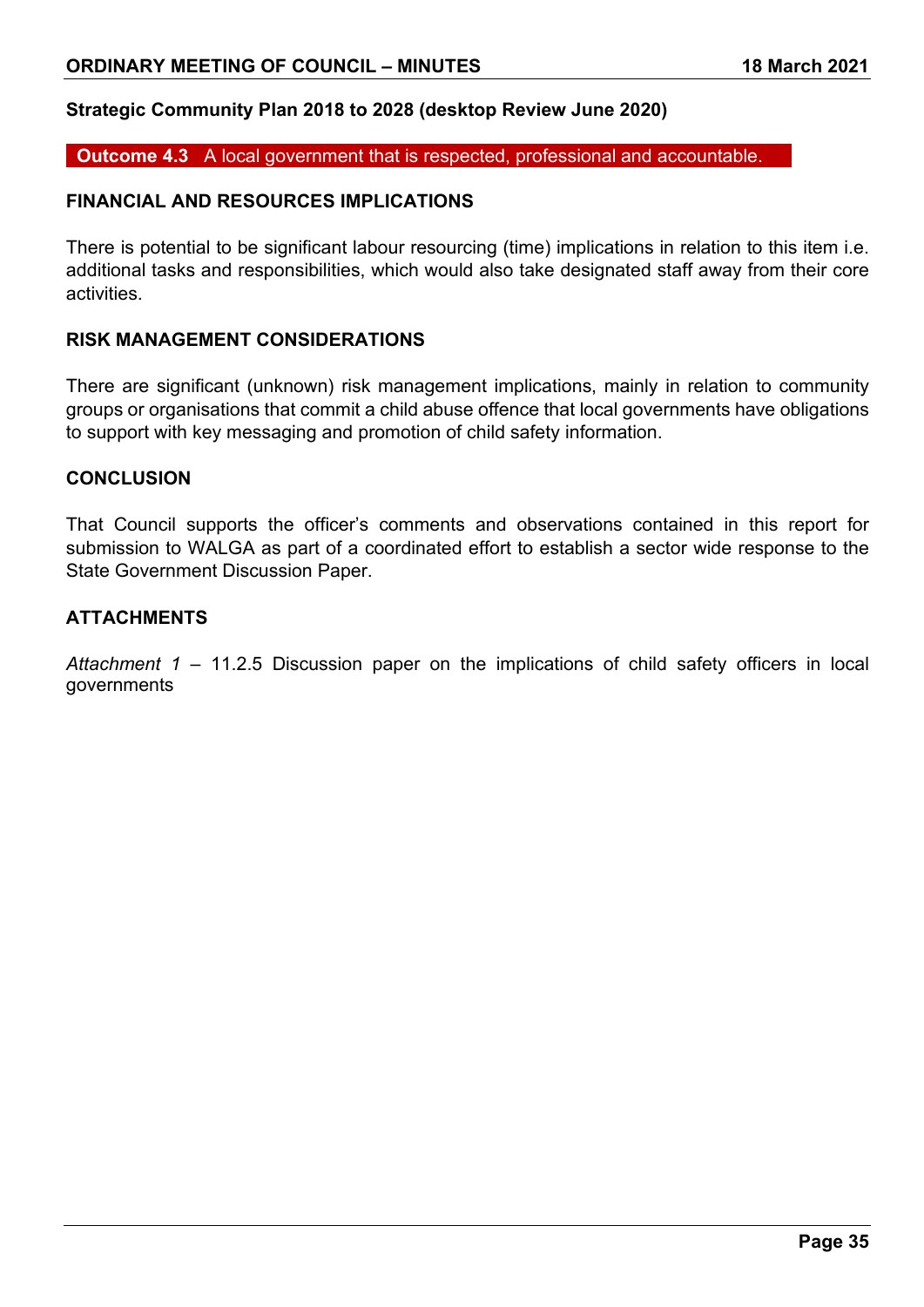**Strategic Community Plan 2018 to 2028 (desktop Review June 2020)**

**Outcome 4.3** A local government that is respected, professional and accountable.

## FINANCIAL AND RESOURCES IMPLICATIONS

There is potential to be significant labour resourcing (time) implications in relation to this item i.e. additional tasks and responsibilities, which would also take designated staff away from their core activities.

## RISK MANAGEMENT CONSIDERATIONS

There are significant (unknown) risk management implications, mainly in relation to community groups or organisations that commit a child abuse offence that local governments have obligations to support with key messaging and promotion of child safety information.

## CONCLUSION

That Council supports the officer's comments and observations contained in this report for submission to WALGA as part of a coordinated effort to establish a sector wide response to the State Government Discussion Paper.

## ATTACHMENTS

*Attachment 1* – 11.2.5 Discussion paper on the implications of child safety officers in local governments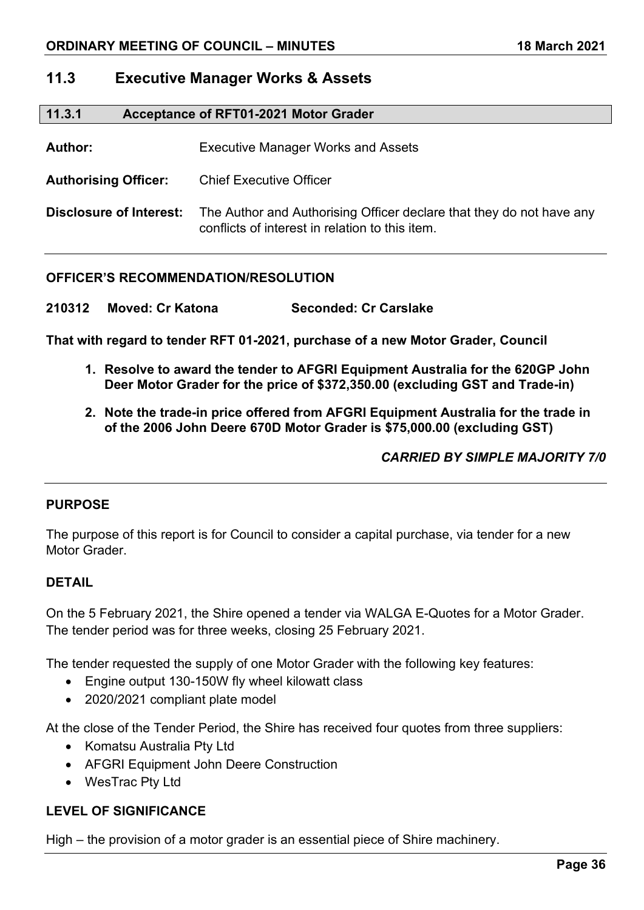## 11.3 Executive Manager Works & Assets

### 11.3.1 Acceptance of RFT01-2021 Motor Grader

**Author:** Executive Manager Works and Assets

**Authorising Officer:** Chief Executive Officer

**Disclosure of Interest:** The Author and Authorising Officer declare that they do not have any conflicts of interest in relation to this item.

**OFFICER'S RECOMMENDATION/RESOLUTION**

**210312 Moved: Cr Katona Seconded: Cr Carslake**

**That with regard to tender RFT 01-2021, purchase of a new Motor Grader, Council**

1. **Resolve to award the tender to AFGRI Equipment Australia for the 620GP John Deer Motor Grader for the price of $372,350.00 (excluding GST and Trade-in)**
2. **Note the trade-in price offered from AFGRI Equipment Australia for the trade in of the 2006 John Deere 670D Motor Grader is $75,000.00 (excluding GST)**

***CARRIED BY SIMPLE MAJORITY 7/0***

**PURPOSE**

The purpose of this report is for Council to consider a capital purchase, via tender for a new Motor Grader.

**DETAIL**

On the 5 February 2021, the Shire opened a tender via WALGA E-Quotes for a Motor Grader. The tender period was for three weeks, closing 25 February 2021.

The tender requested the supply of one Motor Grader with the following key features:

- Engine output 130-150W fly wheel kilowatt class
- 2020/2021 compliant plate model

At the close of the Tender Period, the Shire has received four quotes from three suppliers:

- Komatsu Australia Pty Ltd
- AFGRI Equipment John Deere Construction
- WesTrac Pty Ltd

**LEVEL OF SIGNIFICANCE**

High – the provision of a motor grader is an essential piece of Shire machinery.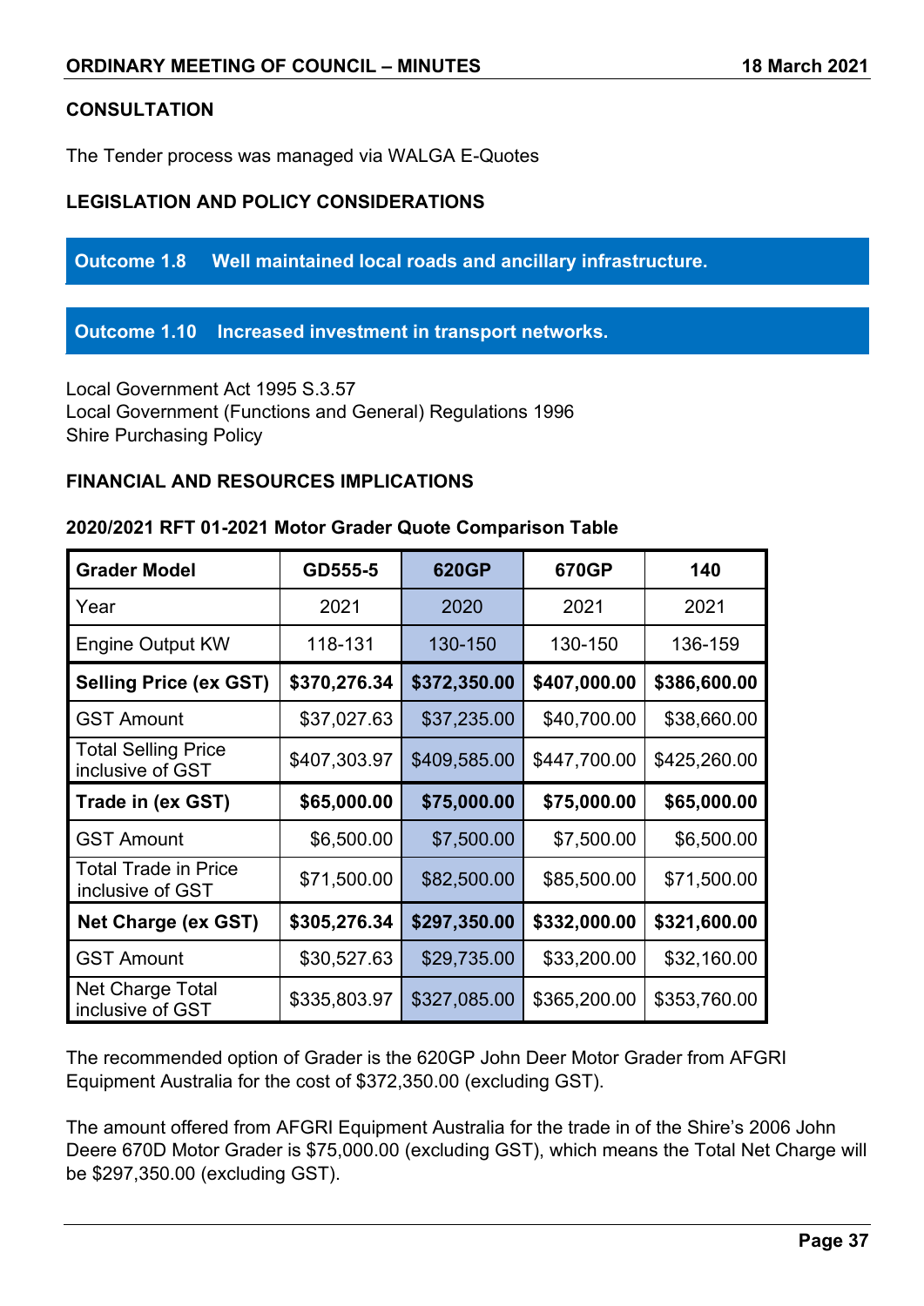**CONSULTATION**

The Tender process was managed via WALGA E-Quotes

**LEGISLATION AND POLICY CONSIDERATIONS**

**Outcome 1.8 Well maintained local roads and ancillary infrastructure.**

**Outcome 1.10 Increased investment in transport networks.**

Local Government Act 1995 S.3.57
Local Government (Functions and General) Regulations 1996
Shire Purchasing Policy

**FINANCIAL AND RESOURCES IMPLICATIONS**

**2020/2021 RFT 01-2021 Motor Grader Quote Comparison Table**

| **Grader Model** | **GD555-5** | **620GP** | **670GP** | **140** |
|---|---|---|---|---|
| Year | 2021 | 2020 | 2021 | 2021 |
| Engine Output KW | 118-131 | 130-150 | 130-150 | 136-159 |
| **Selling Price (ex GST)** | **$370,276.34** | **$372,350.00** | **$407,000.00** | **$386,600.00** |
| GST Amount | $37,027.63 | $37,235.00 | $40,700.00 | $38,660.00 |
| Total Selling Price inclusive of GST | $407,303.97 | $409,585.00 | $447,700.00 | $425,260.00 |
| **Trade in (ex GST)** | **$65,000.00** | **$75,000.00** | **$75,000.00** | **$65,000.00** |
| GST Amount | $6,500.00 | $7,500.00 | $7,500.00 | $6,500.00 |
| Total Trade in Price inclusive of GST | $71,500.00 | $82,500.00 | $85,500.00 | $71,500.00 |
| **Net Charge (ex GST)** | **$305,276.34** | **$297,350.00** | **$332,000.00** | **$321,600.00** |
| GST Amount | $30,527.63 | $29,735.00 | $33,200.00 | $32,160.00 |
| Net Charge Total inclusive of GST | $335,803.97 | $327,085.00 | $365,200.00 | $353,760.00 |

The recommended option of Grader is the 620GP John Deer Motor Grader from AFGRI Equipment Australia for the cost of $372,350.00 (excluding GST).

The amount offered from AFGRI Equipment Australia for the trade in of the Shire's 2006 John Deere 670D Motor Grader is $75,000.00 (excluding GST), which means the Total Net Charge will be $297,350.00 (excluding GST).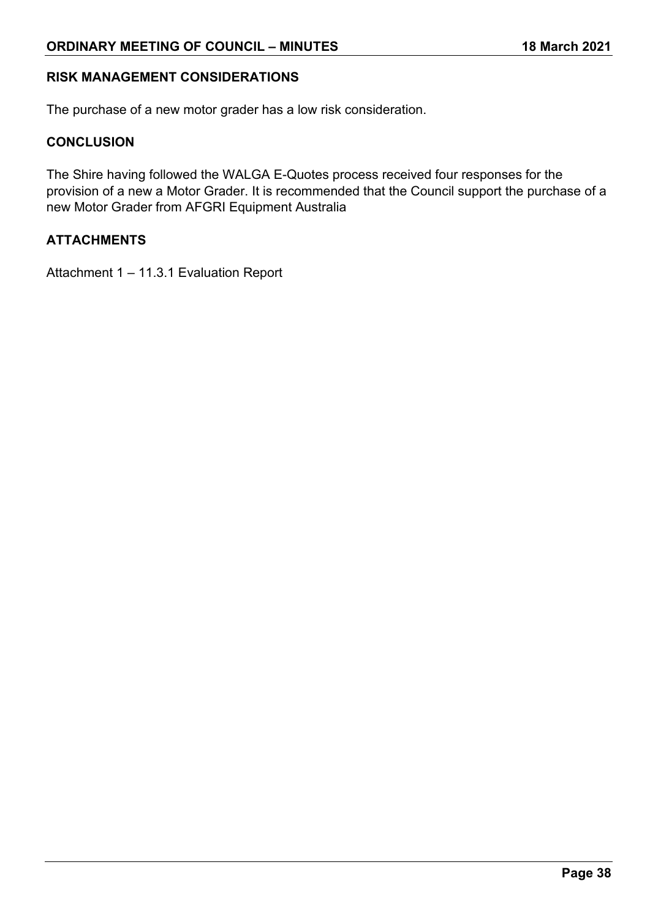## RISK MANAGEMENT CONSIDERATIONS

The purchase of a new motor grader has a low risk consideration.

## CONCLUSION

The Shire having followed the WALGA E-Quotes process received four responses for the provision of a new a Motor Grader. It is recommended that the Council support the purchase of a new Motor Grader from AFGRI Equipment Australia

## ATTACHMENTS

Attachment 1 – 11.3.1 Evaluation Report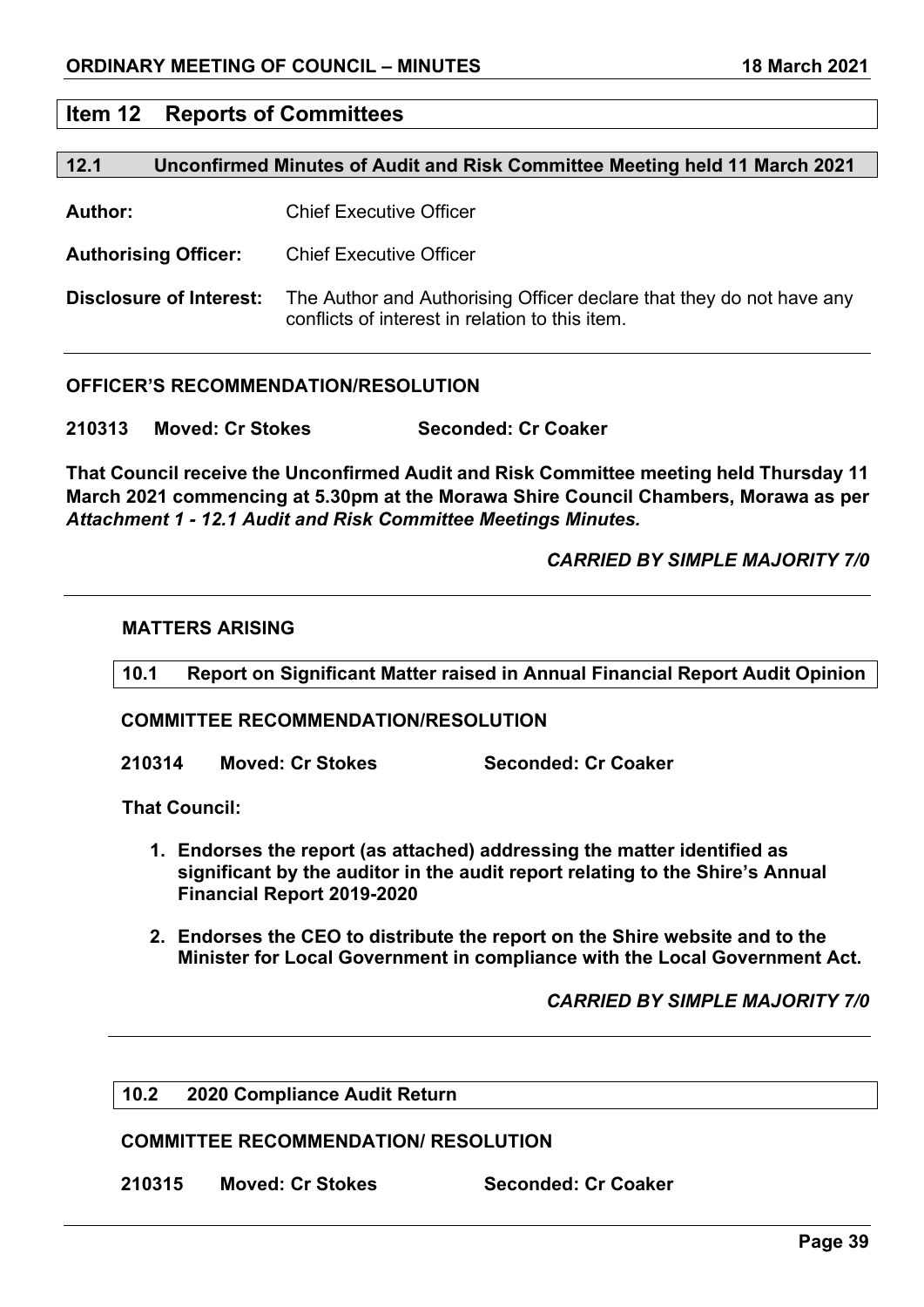# Item 12 Reports of Committees

## 12.1 Unconfirmed Minutes of Audit and Risk Committee Meeting held 11 March 2021

**Author:** Chief Executive Officer

**Authorising Officer:** Chief Executive Officer

**Disclosure of Interest:** The Author and Authorising Officer declare that they do not have any conflicts of interest in relation to this item.

---

**OFFICER'S RECOMMENDATION/RESOLUTION**

**210313 Moved: Cr Stokes Seconded: Cr Coaker**

**That Council receive the Unconfirmed Audit and Risk Committee meeting held Thursday 11 March 2021 commencing at 5.30pm at the Morawa Shire Council Chambers, Morawa as per *Attachment 1 - 12.1 Audit and Risk Committee Meetings Minutes.***

***CARRIED BY SIMPLE MAJORITY 7/0***

---

**MATTERS ARISING**

### 10.1 Report on Significant Matter raised in Annual Financial Report Audit Opinion

**COMMITTEE RECOMMENDATION/RESOLUTION**

**210314 Moved: Cr Stokes Seconded: Cr Coaker**

**That Council:**

1. **Endorses the report (as attached) addressing the matter identified as significant by the auditor in the audit report relating to the Shire's Annual Financial Report 2019-2020**
2. **Endorses the CEO to distribute the report on the Shire website and to the Minister for Local Government in compliance with the Local Government Act.**

***CARRIED BY SIMPLE MAJORITY 7/0***

---

### 10.2 2020 Compliance Audit Return

**COMMITTEE RECOMMENDATION/ RESOLUTION**

**210315 Moved: Cr Stokes Seconded: Cr Coaker**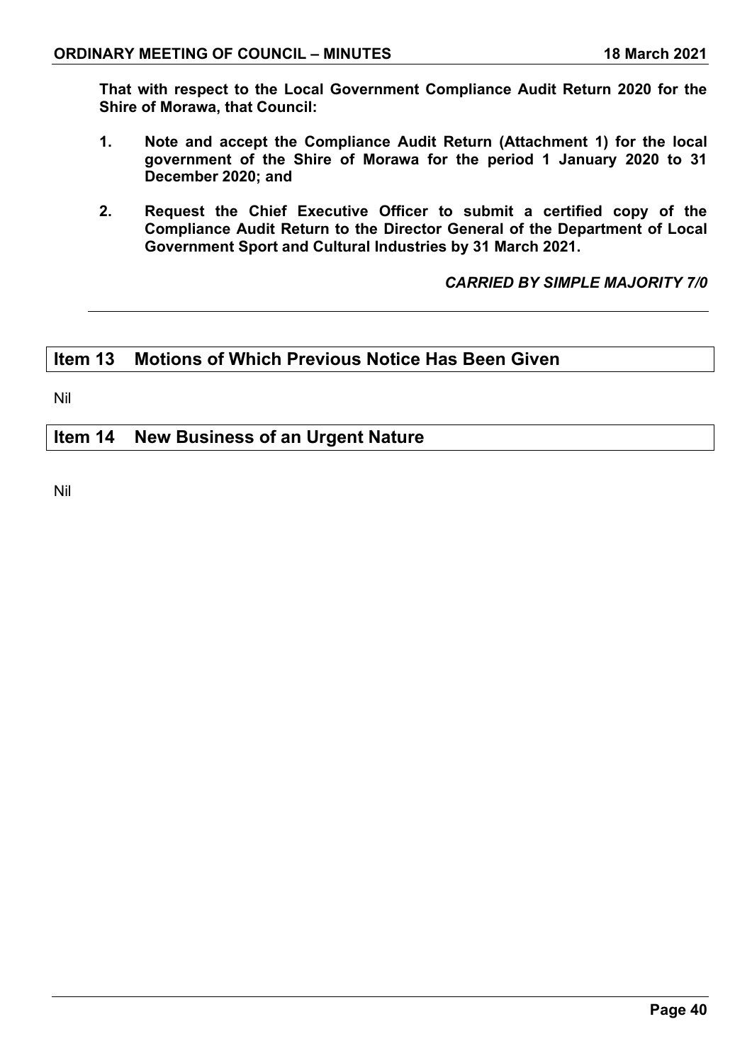**That with respect to the Local Government Compliance Audit Return 2020 for the Shire of Morawa, that Council:**

1. **Note and accept the Compliance Audit Return (Attachment 1) for the local government of the Shire of Morawa for the period 1 January 2020 to 31 December 2020; and**

2. **Request the Chief Executive Officer to submit a certified copy of the Compliance Audit Return to the Director General of the Department of Local Government Sport and Cultural Industries by 31 March 2021.**

***CARRIED BY SIMPLE MAJORITY 7/0***

---

## Item 13 Motions of Which Previous Notice Has Been Given

Nil

## Item 14 New Business of an Urgent Nature

Nil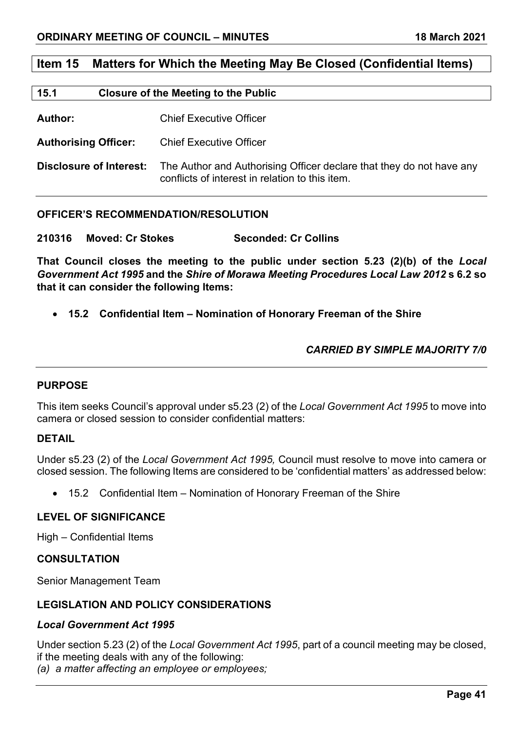## Item 15 Matters for Which the Meeting May Be Closed (Confidential Items)

### 15.1 Closure of the Meeting to the Public

**Author:** Chief Executive Officer

**Authorising Officer:** Chief Executive Officer

**Disclosure of Interest:** The Author and Authorising Officer declare that they do not have any conflicts of interest in relation to this item.

---

**OFFICER'S RECOMMENDATION/RESOLUTION**

**210316 Moved: Cr Stokes Seconded: Cr Collins**

**That Council closes the meeting to the public under section 5.23 (2)(b) of the *Local Government Act 1995* and the *Shire of Morawa Meeting Procedures Local Law 2012* s 6.2 so that it can consider the following Items:**

- **15.2 Confidential Item – Nomination of Honorary Freeman of the Shire**

***CARRIED BY SIMPLE MAJORITY 7/0***

---

**PURPOSE**

This item seeks Council's approval under s5.23 (2) of the *Local Government Act 1995* to move into camera or closed session to consider confidential matters:

**DETAIL**

Under s5.23 (2) of the *Local Government Act 1995,* Council must resolve to move into camera or closed session. The following Items are considered to be 'confidential matters' as addressed below:

- 15.2 Confidential Item – Nomination of Honorary Freeman of the Shire

**LEVEL OF SIGNIFICANCE**

High – Confidential Items

**CONSULTATION**

Senior Management Team

**LEGISLATION AND POLICY CONSIDERATIONS**

***Local Government Act 1995***

Under section 5.23 (2) of the *Local Government Act 1995*, part of a council meeting may be closed, if the meeting deals with any of the following:

*(a) a matter affecting an employee or employees;*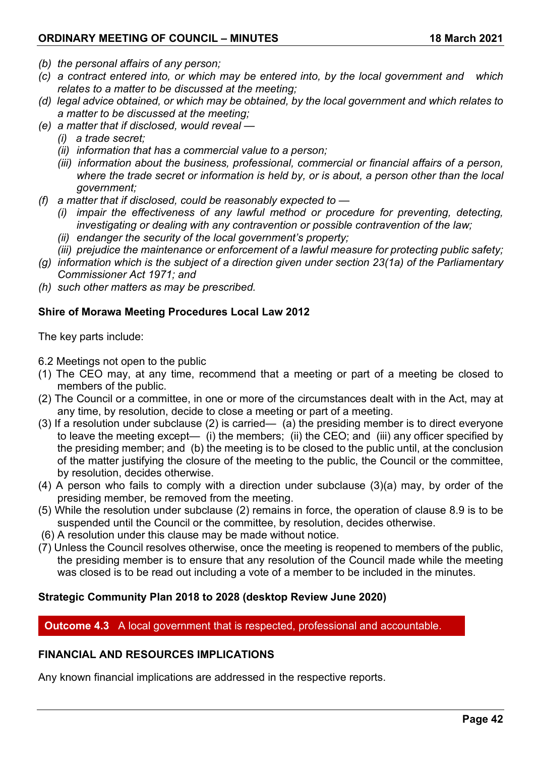*(b) the personal affairs of any person;*

*(c) a contract entered into, or which may be entered into, by the local government and which relates to a matter to be discussed at the meeting;*

*(d) legal advice obtained, or which may be obtained, by the local government and which relates to a matter to be discussed at the meeting;*

*(e) a matter that if disclosed, would reveal —*

*(i) a trade secret;*

*(ii) information that has a commercial value to a person;*

*(iii) information about the business, professional, commercial or financial affairs of a person, where the trade secret or information is held by, or is about, a person other than the local government;*

*(f) a matter that if disclosed, could be reasonably expected to —*

*(i) impair the effectiveness of any lawful method or procedure for preventing, detecting, investigating or dealing with any contravention or possible contravention of the law;*

*(ii) endanger the security of the local government's property;*

*(iii) prejudice the maintenance or enforcement of a lawful measure for protecting public safety;*

*(g) information which is the subject of a direction given under section 23(1a) of the Parliamentary Commissioner Act 1971; and*

*(h) such other matters as may be prescribed.*

**Shire of Morawa Meeting Procedures Local Law 2012**

The key parts include:

6.2 Meetings not open to the public

(1) The CEO may, at any time, recommend that a meeting or part of a meeting be closed to members of the public.

(2) The Council or a committee, in one or more of the circumstances dealt with in the Act, may at any time, by resolution, decide to close a meeting or part of a meeting.

(3) If a resolution under subclause (2) is carried— (a) the presiding member is to direct everyone to leave the meeting except— (i) the members; (ii) the CEO; and (iii) any officer specified by the presiding member; and (b) the meeting is to be closed to the public until, at the conclusion of the matter justifying the closure of the meeting to the public, the Council or the committee, by resolution, decides otherwise.

(4) A person who fails to comply with a direction under subclause (3)(a) may, by order of the presiding member, be removed from the meeting.

(5) While the resolution under subclause (2) remains in force, the operation of clause 8.9 is to be suspended until the Council or the committee, by resolution, decides otherwise.

(6) A resolution under this clause may be made without notice.

(7) Unless the Council resolves otherwise, once the meeting is reopened to members of the public, the presiding member is to ensure that any resolution of the Council made while the meeting was closed is to be read out including a vote of a member to be included in the minutes.

**Strategic Community Plan 2018 to 2028 (desktop Review June 2020)**

**Outcome 4.3** A local government that is respected, professional and accountable.

**FINANCIAL AND RESOURCES IMPLICATIONS**

Any known financial implications are addressed in the respective reports.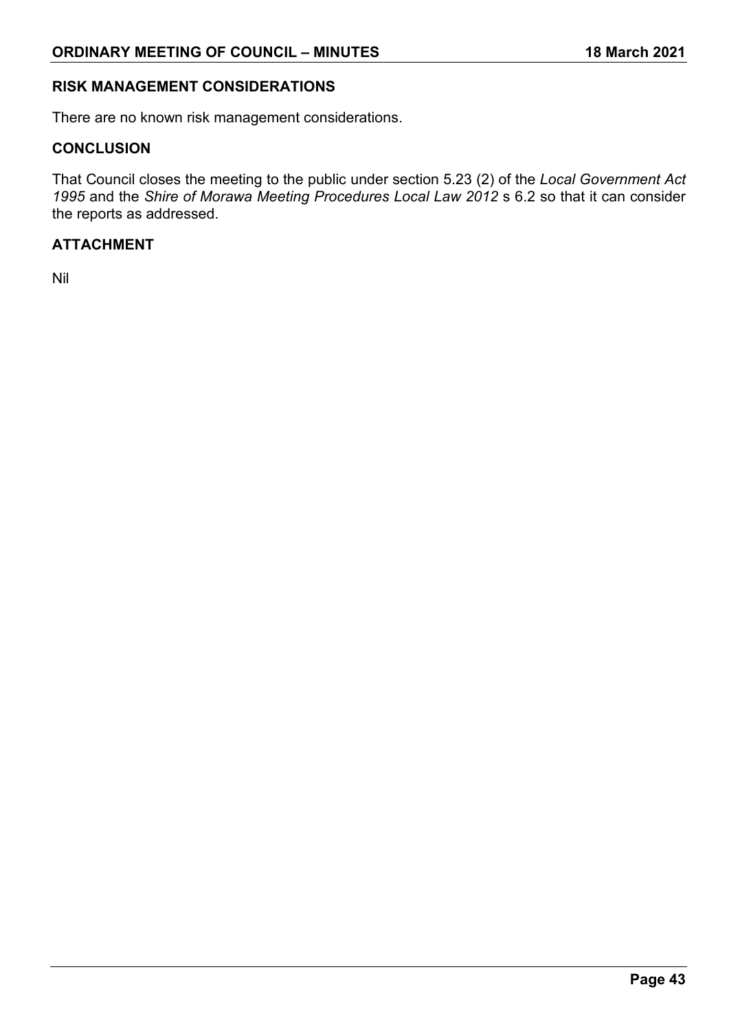## RISK MANAGEMENT CONSIDERATIONS

There are no known risk management considerations.

## CONCLUSION

That Council closes the meeting to the public under section 5.23 (2) of the *Local Government Act 1995* and the *Shire of Morawa Meeting Procedures Local Law 2012* s 6.2 so that it can consider the reports as addressed.

## ATTACHMENT

Nil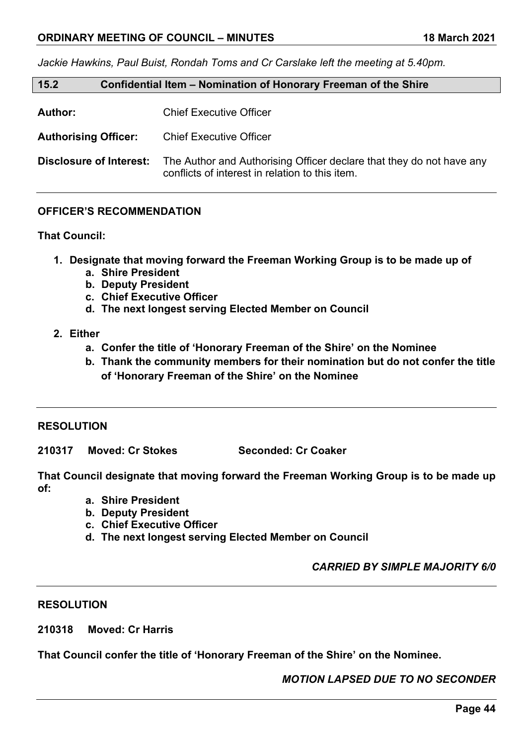*Jackie Hawkins, Paul Buist, Rondah Toms and Cr Carslake left the meeting at 5.40pm.*

## 15.2 Confidential Item – Nomination of Honorary Freeman of the Shire

**Author:** Chief Executive Officer

**Authorising Officer:** Chief Executive Officer

**Disclosure of Interest:** The Author and Authorising Officer declare that they do not have any conflicts of interest in relation to this item.

---

**OFFICER'S RECOMMENDATION**

**That Council:**

1. **Designate that moving forward the Freeman Working Group is to be made up of**
   a. **Shire President**
   b. **Deputy President**
   c. **Chief Executive Officer**
   d. **The next longest serving Elected Member on Council**
2. **Either**
   a. **Confer the title of 'Honorary Freeman of the Shire' on the Nominee**
   b. **Thank the community members for their nomination but do not confer the title of 'Honorary Freeman of the Shire' on the Nominee**

---

**RESOLUTION**

**210317 Moved: Cr Stokes Seconded: Cr Coaker**

**That Council designate that moving forward the Freeman Working Group is to be made up of:**

a. **Shire President**
b. **Deputy President**
c. **Chief Executive Officer**
d. **The next longest serving Elected Member on Council**

***CARRIED BY SIMPLE MAJORITY 6/0***

---

**RESOLUTION**

**210318 Moved: Cr Harris**

**That Council confer the title of 'Honorary Freeman of the Shire' on the Nominee.**

***MOTION LAPSED DUE TO NO SECONDER***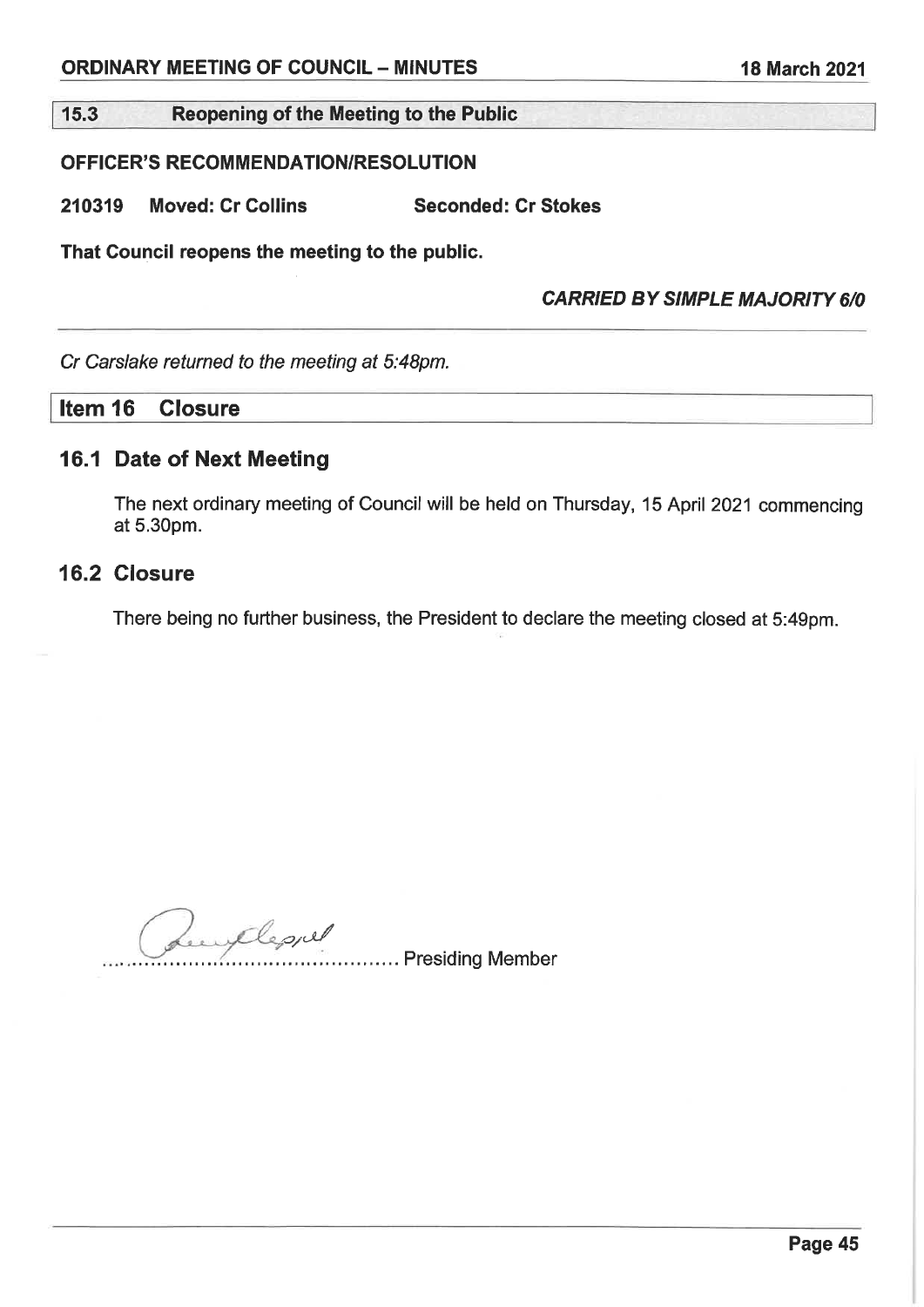## 15.3 Reopening of the Meeting to the Public

**OFFICER'S RECOMMENDATION/RESOLUTION**

**210319 Moved: Cr Collins Seconded: Cr Stokes**

**That Council reopens the meeting to the public.**

***CARRIED BY SIMPLE MAJORITY 6/0***

*Cr Carslake returned to the meeting at 5:48pm.*

# Item 16 Closure

## 16.1 Date of Next Meeting

The next ordinary meeting of Council will be held on Thursday, 15 April 2021 commencing at 5.30pm.

## 16.2 Closure

There being no further business, the President to declare the meeting closed at 5:49pm.

.............................................. Presiding Member